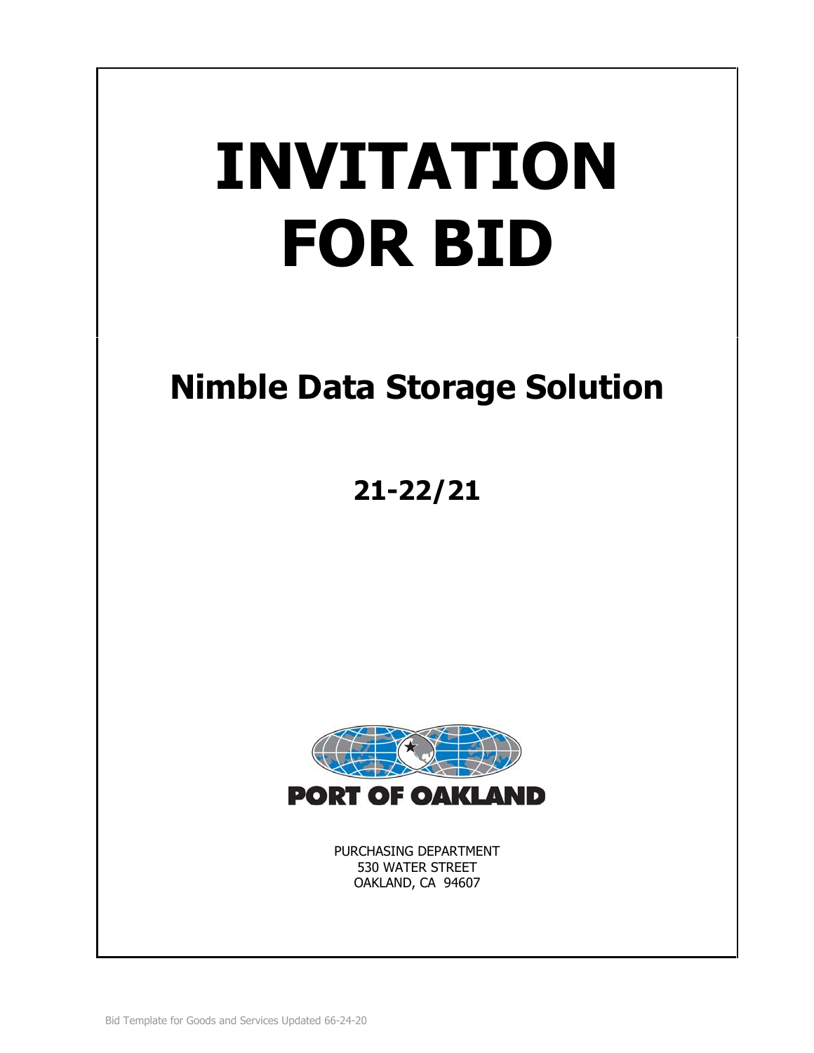# INVITATION FOR BID

## Nimble Data Storage Solution

## 21-22/21

PORT OF OAKLAND

PURCHASING DEPARTMENT
530 WATER STREET
OAKLAND, CA 94607

Bid Template for Goods and Services Updated 66-24-20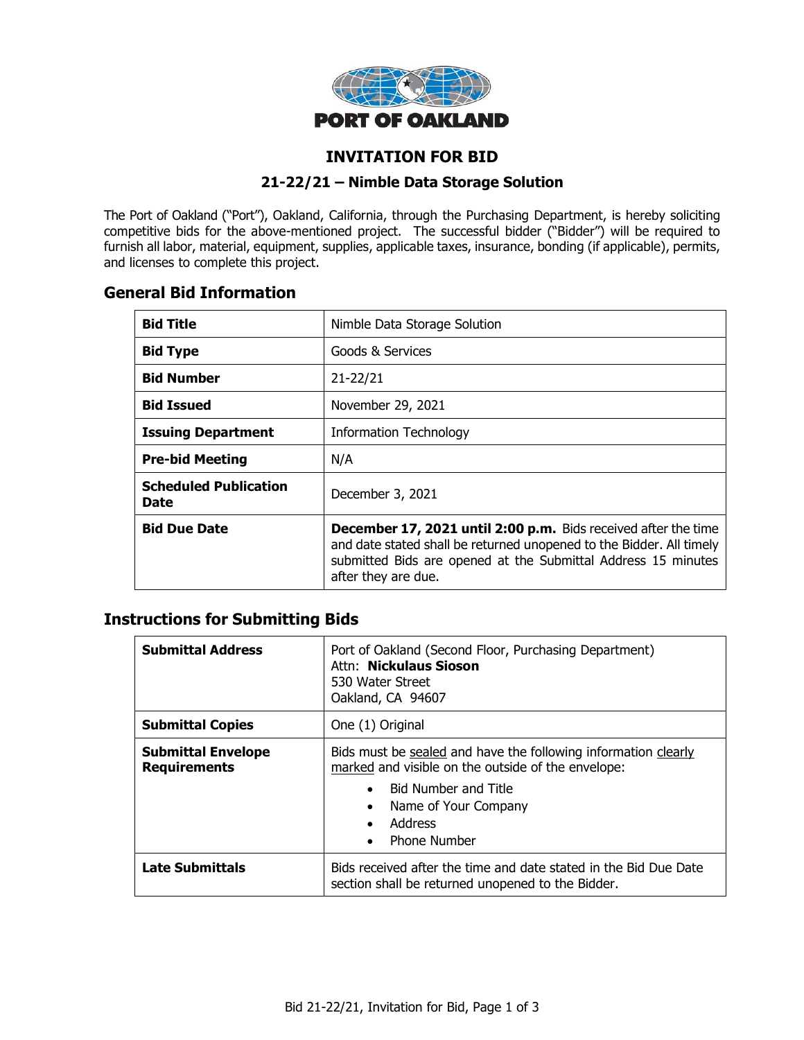**PORT OF OAKLAND**

# INVITATION FOR BID

## 21-22/21 – Nimble Data Storage Solution

The Port of Oakland ("Port"), Oakland, California, through the Purchasing Department, is hereby soliciting competitive bids for the above-mentioned project. The successful bidder ("Bidder") will be required to furnish all labor, material, equipment, supplies, applicable taxes, insurance, bonding (if applicable), permits, and licenses to complete this project.

## General Bid Information

| | |
|---|---|
| **Bid Title** | Nimble Data Storage Solution |
| **Bid Type** | Goods & Services |
| **Bid Number** | 21-22/21 |
| **Bid Issued** | November 29, 2021 |
| **Issuing Department** | Information Technology |
| **Pre-bid Meeting** | N/A |
| **Scheduled Publication Date** | December 3, 2021 |
| **Bid Due Date** | **December 17, 2021 until 2:00 p.m.** Bids received after the time and date stated shall be returned unopened to the Bidder. All timely submitted Bids are opened at the Submittal Address 15 minutes after they are due. |

## Instructions for Submitting Bids

| | |
|---|---|
| **Submittal Address** | Port of Oakland (Second Floor, Purchasing Department)<br>Attn: **Nickulaus Sioson**<br>530 Water Street<br>Oakland, CA 94607 |
| **Submittal Copies** | One (1) Original |
| **Submittal Envelope Requirements** | Bids must be sealed and have the following information clearly marked and visible on the outside of the envelope:<br>• Bid Number and Title<br>• Name of Your Company<br>• Address<br>• Phone Number |
| **Late Submittals** | Bids received after the time and date stated in the Bid Due Date section shall be returned unopened to the Bidder. |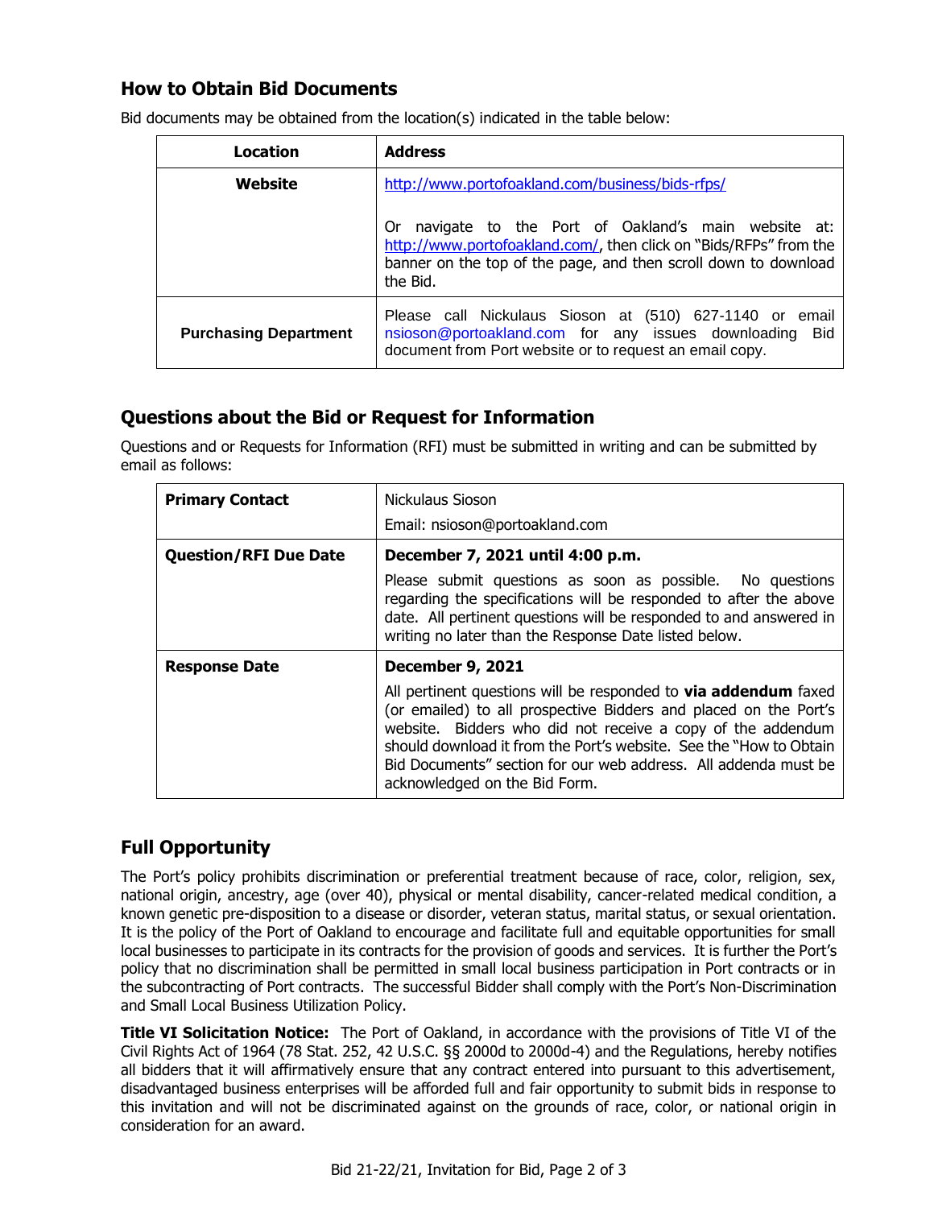## How to Obtain Bid Documents

Bid documents may be obtained from the location(s) indicated in the table below:

| Location | Address |
|---|---|
| **Website** | http://www.portofoakland.com/business/bids-rfps/<br><br>Or navigate to the Port of Oakland's main website at: http://www.portofoakland.com/, then click on "Bids/RFPs" from the banner on the top of the page, and then scroll down to download the Bid. |
| **Purchasing Department** | Please call Nickulaus Sioson at (510) 627-1140 or email nsioson@portoakland.com for any issues downloading Bid document from Port website or to request an email copy. |

## Questions about the Bid or Request for Information

Questions and or Requests for Information (RFI) must be submitted in writing and can be submitted by email as follows:

| | |
|---|---|
| **Primary Contact** | Nickulaus Sioson<br>Email: nsioson@portoakland.com |
| **Question/RFI Due Date** | **December 7, 2021 until 4:00 p.m.**<br>Please submit questions as soon as possible. No questions regarding the specifications will be responded to after the above date. All pertinent questions will be responded to and answered in writing no later than the Response Date listed below. |
| **Response Date** | **December 9, 2021**<br>All pertinent questions will be responded to **via addendum** faxed (or emailed) to all prospective Bidders and placed on the Port's website. Bidders who did not receive a copy of the addendum should download it from the Port's website. See the "How to Obtain Bid Documents" section for our web address. All addenda must be acknowledged on the Bid Form. |

## Full Opportunity

The Port's policy prohibits discrimination or preferential treatment because of race, color, religion, sex, national origin, ancestry, age (over 40), physical or mental disability, cancer-related medical condition, a known genetic pre-disposition to a disease or disorder, veteran status, marital status, or sexual orientation. It is the policy of the Port of Oakland to encourage and facilitate full and equitable opportunities for small local businesses to participate in its contracts for the provision of goods and services. It is further the Port's policy that no discrimination shall be permitted in small local business participation in Port contracts or in the subcontracting of Port contracts. The successful Bidder shall comply with the Port's Non-Discrimination and Small Local Business Utilization Policy.

**Title VI Solicitation Notice:** The Port of Oakland, in accordance with the provisions of Title VI of the Civil Rights Act of 1964 (78 Stat. 252, 42 U.S.C. §§ 2000d to 2000d-4) and the Regulations, hereby notifies all bidders that it will affirmatively ensure that any contract entered into pursuant to this advertisement, disadvantaged business enterprises will be afforded full and fair opportunity to submit bids in response to this invitation and will not be discriminated against on the grounds of race, color, or national origin in consideration for an award.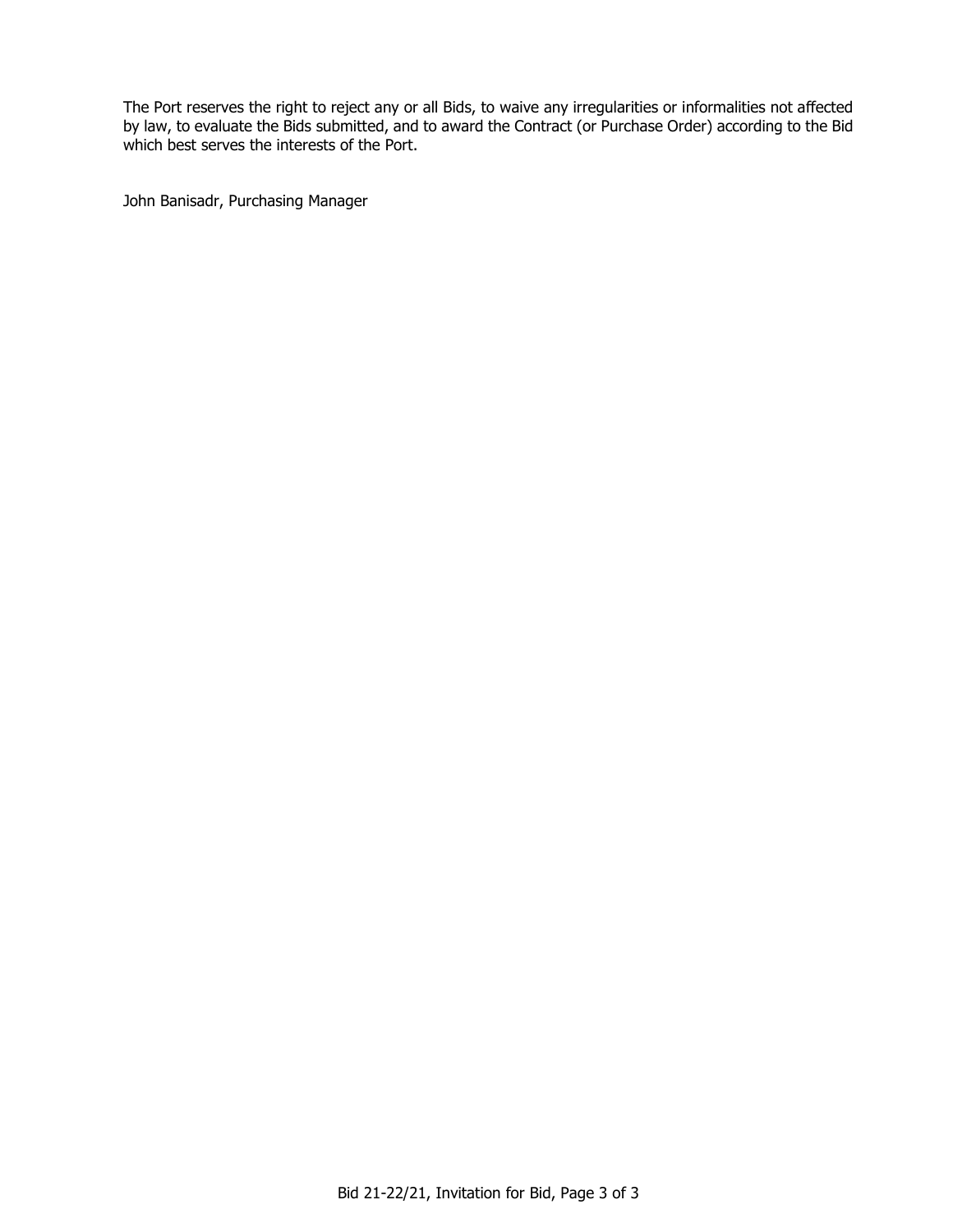The Port reserves the right to reject any or all Bids, to waive any irregularities or informalities not affected by law, to evaluate the Bids submitted, and to award the Contract (or Purchase Order) according to the Bid which best serves the interests of the Port.

John Banisadr, Purchasing Manager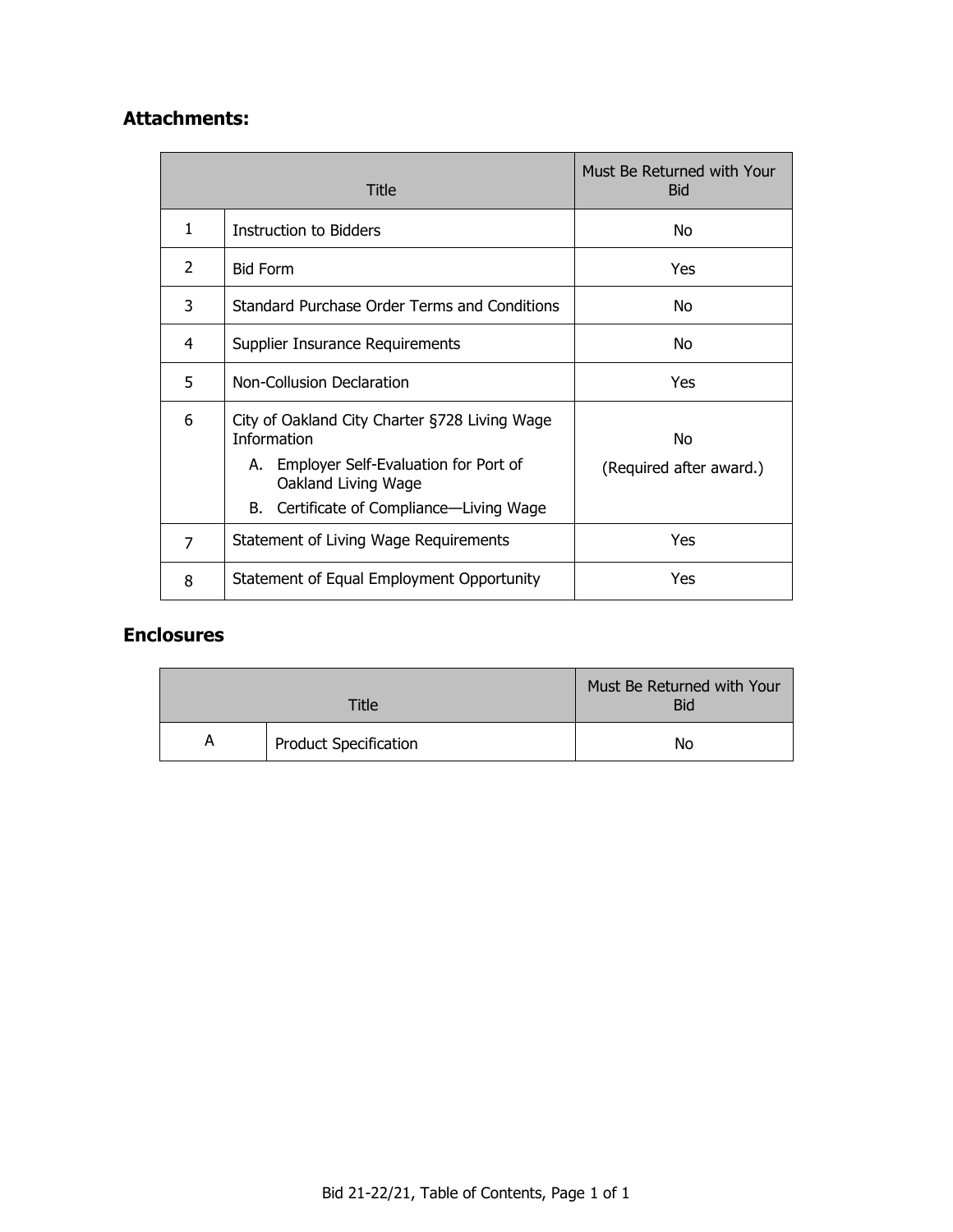## Attachments:

| Title | | Must Be Returned with Your Bid |
|---|---|---|
| 1 | Instruction to Bidders | No |
| 2 | Bid Form | Yes |
| 3 | Standard Purchase Order Terms and Conditions | No |
| 4 | Supplier Insurance Requirements | No |
| 5 | Non-Collusion Declaration | Yes |
| 6 | City of Oakland City Charter §728 Living Wage Information<br>A. Employer Self-Evaluation for Port of Oakland Living Wage<br>B. Certificate of Compliance—Living Wage | No<br>(Required after award.) |
| 7 | Statement of Living Wage Requirements | Yes |
| 8 | Statement of Equal Employment Opportunity | Yes |

## Enclosures

| Title | | Must Be Returned with Your Bid |
|---|---|---|
| A | Product Specification | No |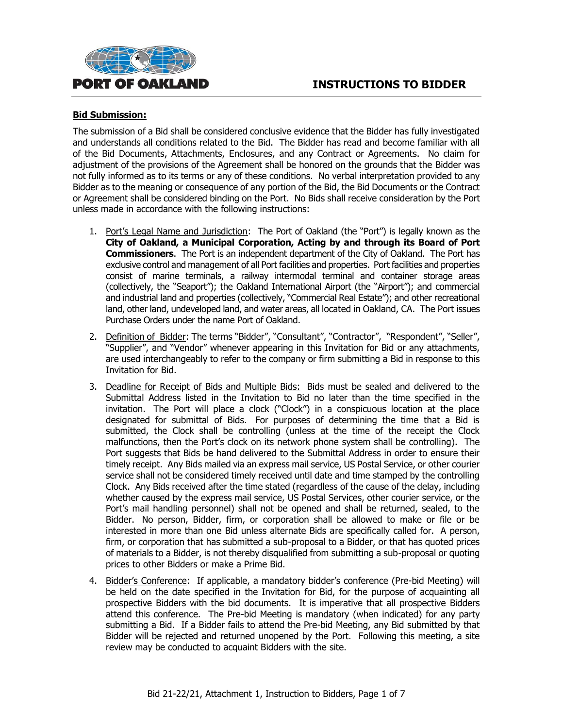# INSTRUCTIONS TO BIDDER

**Bid Submission:**

The submission of a Bid shall be considered conclusive evidence that the Bidder has fully investigated and understands all conditions related to the Bid. The Bidder has read and become familiar with all of the Bid Documents, Attachments, Enclosures, and any Contract or Agreements. No claim for adjustment of the provisions of the Agreement shall be honored on the grounds that the Bidder was not fully informed as to its terms or any of these conditions. No verbal interpretation provided to any Bidder as to the meaning or consequence of any portion of the Bid, the Bid Documents or the Contract or Agreement shall be considered binding on the Port. No Bids shall receive consideration by the Port unless made in accordance with the following instructions:

1. Port's Legal Name and Jurisdiction: The Port of Oakland (the "Port") is legally known as the **City of Oakland, a Municipal Corporation, Acting by and through its Board of Port Commissioners**. The Port is an independent department of the City of Oakland. The Port has exclusive control and management of all Port facilities and properties. Port facilities and properties consist of marine terminals, a railway intermodal terminal and container storage areas (collectively, the "Seaport"); the Oakland International Airport (the "Airport"); and commercial and industrial land and properties (collectively, "Commercial Real Estate"); and other recreational land, other land, undeveloped land, and water areas, all located in Oakland, CA. The Port issues Purchase Orders under the name Port of Oakland.

2. Definition of Bidder: The terms "Bidder", "Consultant", "Contractor", "Respondent", "Seller", "Supplier", and "Vendor" whenever appearing in this Invitation for Bid or any attachments, are used interchangeably to refer to the company or firm submitting a Bid in response to this Invitation for Bid.

3. Deadline for Receipt of Bids and Multiple Bids: Bids must be sealed and delivered to the Submittal Address listed in the Invitation to Bid no later than the time specified in the invitation. The Port will place a clock ("Clock") in a conspicuous location at the place designated for submittal of Bids. For purposes of determining the time that a Bid is submitted, the Clock shall be controlling (unless at the time of the receipt the Clock malfunctions, then the Port's clock on its network phone system shall be controlling). The Port suggests that Bids be hand delivered to the Submittal Address in order to ensure their timely receipt. Any Bids mailed via an express mail service, US Postal Service, or other courier service shall not be considered timely received until date and time stamped by the controlling Clock. Any Bids received after the time stated (regardless of the cause of the delay, including whether caused by the express mail service, US Postal Services, other courier service, or the Port's mail handling personnel) shall not be opened and shall be returned, sealed, to the Bidder. No person, Bidder, firm, or corporation shall be allowed to make or file or be interested in more than one Bid unless alternate Bids are specifically called for. A person, firm, or corporation that has submitted a sub-proposal to a Bidder, or that has quoted prices of materials to a Bidder, is not thereby disqualified from submitting a sub-proposal or quoting prices to other Bidders or make a Prime Bid.

4. Bidder's Conference: If applicable, a mandatory bidder's conference (Pre-bid Meeting) will be held on the date specified in the Invitation for Bid, for the purpose of acquainting all prospective Bidders with the bid documents. It is imperative that all prospective Bidders attend this conference. The Pre-bid Meeting is mandatory (when indicated) for any party submitting a Bid. If a Bidder fails to attend the Pre-bid Meeting, any Bid submitted by that Bidder will be rejected and returned unopened by the Port. Following this meeting, a site review may be conducted to acquaint Bidders with the site.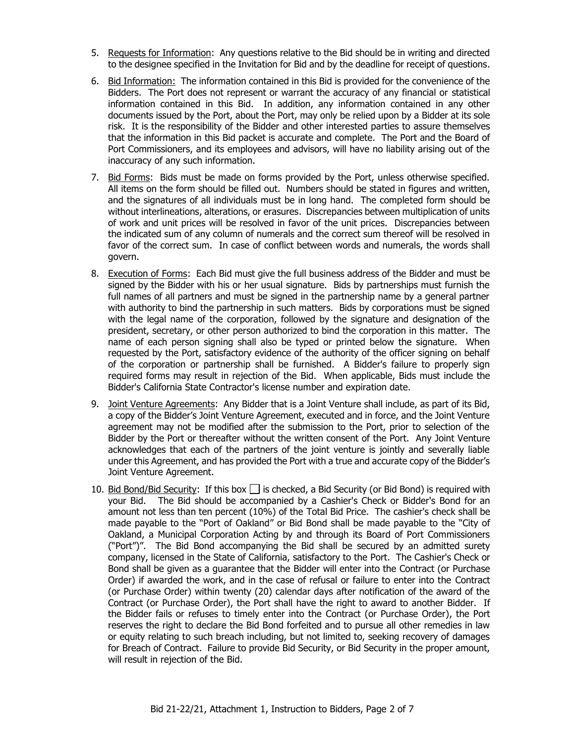5. <u>Requests for Information</u>: Any questions relative to the Bid should be in writing and directed to the designee specified in the Invitation for Bid and by the deadline for receipt of questions.

6. <u>Bid Information:</u> The information contained in this Bid is provided for the convenience of the Bidders. The Port does not represent or warrant the accuracy of any financial or statistical information contained in this Bid. In addition, any information contained in any other documents issued by the Port, about the Port, may only be relied upon by a Bidder at its sole risk. It is the responsibility of the Bidder and other interested parties to assure themselves that the information in this Bid packet is accurate and complete. The Port and the Board of Port Commissioners, and its employees and advisors, will have no liability arising out of the inaccuracy of any such information.

7. <u>Bid Forms</u>: Bids must be made on forms provided by the Port, unless otherwise specified. All items on the form should be filled out. Numbers should be stated in figures and written, and the signatures of all individuals must be in long hand. The completed form should be without interlineations, alterations, or erasures. Discrepancies between multiplication of units of work and unit prices will be resolved in favor of the unit prices. Discrepancies between the indicated sum of any column of numerals and the correct sum thereof will be resolved in favor of the correct sum. In case of conflict between words and numerals, the words shall govern.

8. <u>Execution of Forms</u>: Each Bid must give the full business address of the Bidder and must be signed by the Bidder with his or her usual signature. Bids by partnerships must furnish the full names of all partners and must be signed in the partnership name by a general partner with authority to bind the partnership in such matters. Bids by corporations must be signed with the legal name of the corporation, followed by the signature and designation of the president, secretary, or other person authorized to bind the corporation in this matter. The name of each person signing shall also be typed or printed below the signature. When requested by the Port, satisfactory evidence of the authority of the officer signing on behalf of the corporation or partnership shall be furnished. A Bidder's failure to properly sign required forms may result in rejection of the Bid. When applicable, Bids must include the Bidder's California State Contractor's license number and expiration date.

9. <u>Joint Venture Agreements</u>: Any Bidder that is a Joint Venture shall include, as part of its Bid, a copy of the Bidder's Joint Venture Agreement, executed and in force, and the Joint Venture agreement may not be modified after the submission to the Port, prior to selection of the Bidder by the Port or thereafter without the written consent of the Port. Any Joint Venture acknowledges that each of the partners of the joint venture is jointly and severally liable under this Agreement, and has provided the Port with a true and accurate copy of the Bidder's Joint Venture Agreement.

10. <u>Bid Bond/Bid Security</u>: If this box ☐ is checked, a Bid Security (or Bid Bond) is required with your Bid. The Bid should be accompanied by a Cashier's Check or Bidder's Bond for an amount not less than ten percent (10%) of the Total Bid Price. The cashier's check shall be made payable to the "Port of Oakland" or Bid Bond shall be made payable to the "City of Oakland, a Municipal Corporation Acting by and through its Board of Port Commissioners ("Port")". The Bid Bond accompanying the Bid shall be secured by an admitted surety company, licensed in the State of California, satisfactory to the Port. The Cashier's Check or Bond shall be given as a guarantee that the Bidder will enter into the Contract (or Purchase Order) if awarded the work, and in the case of refusal or failure to enter into the Contract (or Purchase Order) within twenty (20) calendar days after notification of the award of the Contract (or Purchase Order), the Port shall have the right to award to another Bidder. If the Bidder fails or refuses to timely enter into the Contract (or Purchase Order), the Port reserves the right to declare the Bid Bond forfeited and to pursue all other remedies in law or equity relating to such breach including, but not limited to, seeking recovery of damages for Breach of Contract. Failure to provide Bid Security, or Bid Security in the proper amount, will result in rejection of the Bid.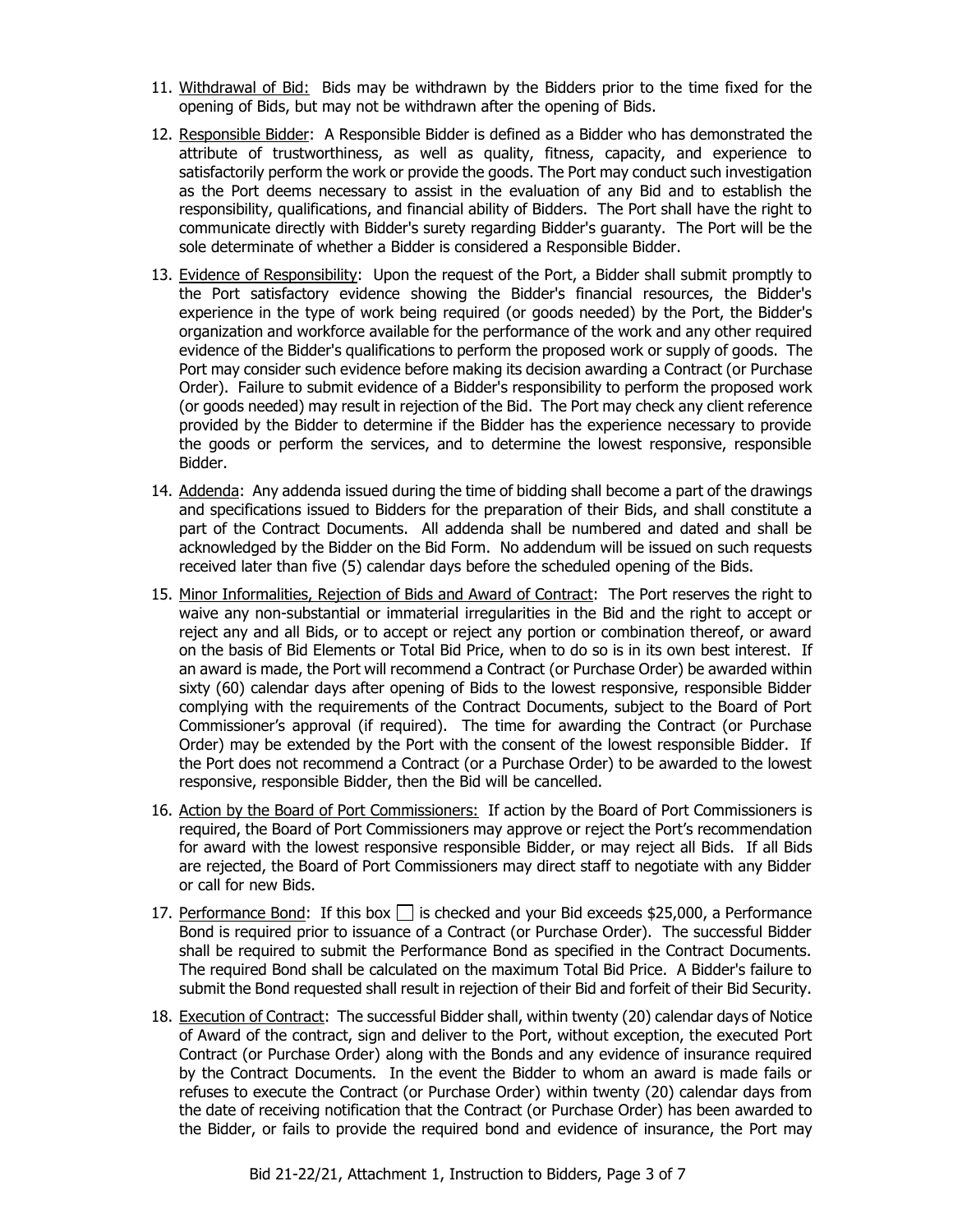11. Withdrawal of Bid: Bids may be withdrawn by the Bidders prior to the time fixed for the opening of Bids, but may not be withdrawn after the opening of Bids.

12. Responsible Bidder: A Responsible Bidder is defined as a Bidder who has demonstrated the attribute of trustworthiness, as well as quality, fitness, capacity, and experience to satisfactorily perform the work or provide the goods. The Port may conduct such investigation as the Port deems necessary to assist in the evaluation of any Bid and to establish the responsibility, qualifications, and financial ability of Bidders. The Port shall have the right to communicate directly with Bidder's surety regarding Bidder's guaranty. The Port will be the sole determinate of whether a Bidder is considered a Responsible Bidder.

13. Evidence of Responsibility: Upon the request of the Port, a Bidder shall submit promptly to the Port satisfactory evidence showing the Bidder's financial resources, the Bidder's experience in the type of work being required (or goods needed) by the Port, the Bidder's organization and workforce available for the performance of the work and any other required evidence of the Bidder's qualifications to perform the proposed work or supply of goods. The Port may consider such evidence before making its decision awarding a Contract (or Purchase Order). Failure to submit evidence of a Bidder's responsibility to perform the proposed work (or goods needed) may result in rejection of the Bid. The Port may check any client reference provided by the Bidder to determine if the Bidder has the experience necessary to provide the goods or perform the services, and to determine the lowest responsive, responsible Bidder.

14. Addenda: Any addenda issued during the time of bidding shall become a part of the drawings and specifications issued to Bidders for the preparation of their Bids, and shall constitute a part of the Contract Documents. All addenda shall be numbered and dated and shall be acknowledged by the Bidder on the Bid Form. No addendum will be issued on such requests received later than five (5) calendar days before the scheduled opening of the Bids.

15. Minor Informalities, Rejection of Bids and Award of Contract: The Port reserves the right to waive any non-substantial or immaterial irregularities in the Bid and the right to accept or reject any and all Bids, or to accept or reject any portion or combination thereof, or award on the basis of Bid Elements or Total Bid Price, when to do so is in its own best interest. If an award is made, the Port will recommend a Contract (or Purchase Order) be awarded within sixty (60) calendar days after opening of Bids to the lowest responsive, responsible Bidder complying with the requirements of the Contract Documents, subject to the Board of Port Commissioner's approval (if required). The time for awarding the Contract (or Purchase Order) may be extended by the Port with the consent of the lowest responsible Bidder. If the Port does not recommend a Contract (or a Purchase Order) to be awarded to the lowest responsive, responsible Bidder, then the Bid will be cancelled.

16. Action by the Board of Port Commissioners: If action by the Board of Port Commissioners is required, the Board of Port Commissioners may approve or reject the Port's recommendation for award with the lowest responsive responsible Bidder, or may reject all Bids. If all Bids are rejected, the Board of Port Commissioners may direct staff to negotiate with any Bidder or call for new Bids.

17. Performance Bond: If this box ☐ is checked and your Bid exceeds $25,000, a Performance Bond is required prior to issuance of a Contract (or Purchase Order). The successful Bidder shall be required to submit the Performance Bond as specified in the Contract Documents. The required Bond shall be calculated on the maximum Total Bid Price. A Bidder's failure to submit the Bond requested shall result in rejection of their Bid and forfeit of their Bid Security.

18. Execution of Contract: The successful Bidder shall, within twenty (20) calendar days of Notice of Award of the contract, sign and deliver to the Port, without exception, the executed Port Contract (or Purchase Order) along with the Bonds and any evidence of insurance required by the Contract Documents. In the event the Bidder to whom an award is made fails or refuses to execute the Contract (or Purchase Order) within twenty (20) calendar days from the date of receiving notification that the Contract (or Purchase Order) has been awarded to the Bidder, or fails to provide the required bond and evidence of insurance, the Port may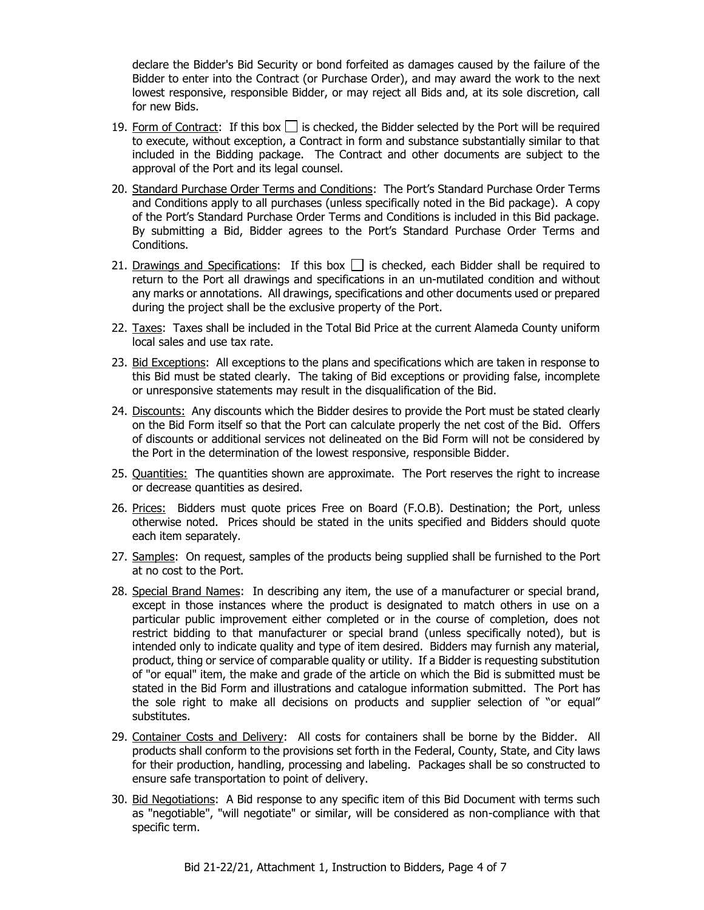declare the Bidder's Bid Security or bond forfeited as damages caused by the failure of the Bidder to enter into the Contract (or Purchase Order), and may award the work to the next lowest responsive, responsible Bidder, or may reject all Bids and, at its sole discretion, call for new Bids.

19. Form of Contract: If this box ☐ is checked, the Bidder selected by the Port will be required to execute, without exception, a Contract in form and substance substantially similar to that included in the Bidding package. The Contract and other documents are subject to the approval of the Port and its legal counsel.

20. Standard Purchase Order Terms and Conditions: The Port's Standard Purchase Order Terms and Conditions apply to all purchases (unless specifically noted in the Bid package). A copy of the Port's Standard Purchase Order Terms and Conditions is included in this Bid package. By submitting a Bid, Bidder agrees to the Port's Standard Purchase Order Terms and Conditions.

21. Drawings and Specifications: If this box ☐ is checked, each Bidder shall be required to return to the Port all drawings and specifications in an un-mutilated condition and without any marks or annotations. All drawings, specifications and other documents used or prepared during the project shall be the exclusive property of the Port.

22. Taxes: Taxes shall be included in the Total Bid Price at the current Alameda County uniform local sales and use tax rate.

23. Bid Exceptions: All exceptions to the plans and specifications which are taken in response to this Bid must be stated clearly. The taking of Bid exceptions or providing false, incomplete or unresponsive statements may result in the disqualification of the Bid.

24. Discounts: Any discounts which the Bidder desires to provide the Port must be stated clearly on the Bid Form itself so that the Port can calculate properly the net cost of the Bid. Offers of discounts or additional services not delineated on the Bid Form will not be considered by the Port in the determination of the lowest responsive, responsible Bidder.

25. Quantities: The quantities shown are approximate. The Port reserves the right to increase or decrease quantities as desired.

26. Prices: Bidders must quote prices Free on Board (F.O.B). Destination; the Port, unless otherwise noted. Prices should be stated in the units specified and Bidders should quote each item separately.

27. Samples: On request, samples of the products being supplied shall be furnished to the Port at no cost to the Port.

28. Special Brand Names: In describing any item, the use of a manufacturer or special brand, except in those instances where the product is designated to match others in use on a particular public improvement either completed or in the course of completion, does not restrict bidding to that manufacturer or special brand (unless specifically noted), but is intended only to indicate quality and type of item desired. Bidders may furnish any material, product, thing or service of comparable quality or utility. If a Bidder is requesting substitution of "or equal" item, the make and grade of the article on which the Bid is submitted must be stated in the Bid Form and illustrations and catalogue information submitted. The Port has the sole right to make all decisions on products and supplier selection of "or equal" substitutes.

29. Container Costs and Delivery: All costs for containers shall be borne by the Bidder. All products shall conform to the provisions set forth in the Federal, County, State, and City laws for their production, handling, processing and labeling. Packages shall be so constructed to ensure safe transportation to point of delivery.

30. Bid Negotiations: A Bid response to any specific item of this Bid Document with terms such as "negotiable", "will negotiate" or similar, will be considered as non-compliance with that specific term.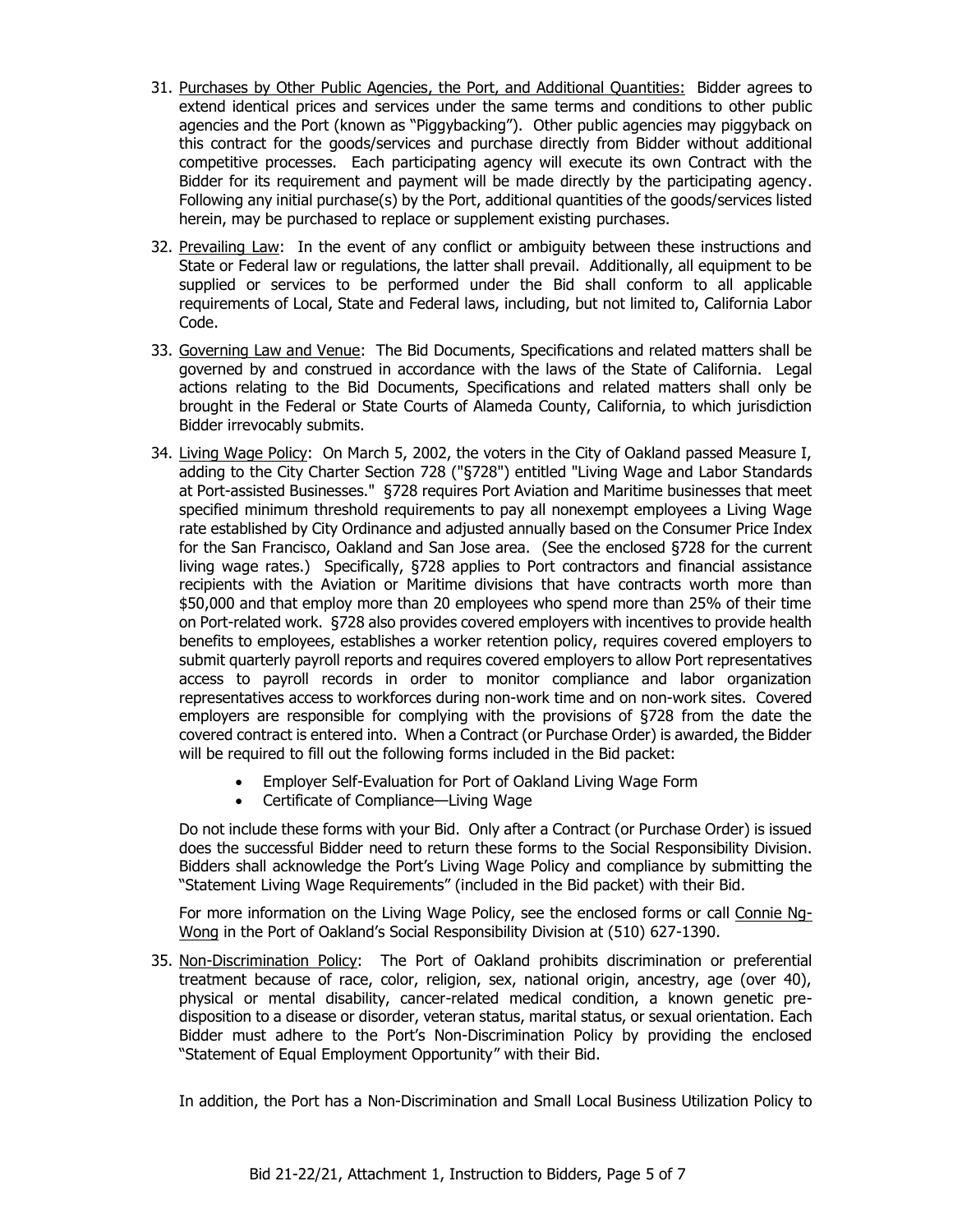31. Purchases by Other Public Agencies, the Port, and Additional Quantities: Bidder agrees to extend identical prices and services under the same terms and conditions to other public agencies and the Port (known as "Piggybacking"). Other public agencies may piggyback on this contract for the goods/services and purchase directly from Bidder without additional competitive processes. Each participating agency will execute its own Contract with the Bidder for its requirement and payment will be made directly by the participating agency. Following any initial purchase(s) by the Port, additional quantities of the goods/services listed herein, may be purchased to replace or supplement existing purchases.

32. Prevailing Law: In the event of any conflict or ambiguity between these instructions and State or Federal law or regulations, the latter shall prevail. Additionally, all equipment to be supplied or services to be performed under the Bid shall conform to all applicable requirements of Local, State and Federal laws, including, but not limited to, California Labor Code.

33. Governing Law and Venue: The Bid Documents, Specifications and related matters shall be governed by and construed in accordance with the laws of the State of California. Legal actions relating to the Bid Documents, Specifications and related matters shall only be brought in the Federal or State Courts of Alameda County, California, to which jurisdiction Bidder irrevocably submits.

34. Living Wage Policy: On March 5, 2002, the voters in the City of Oakland passed Measure I, adding to the City Charter Section 728 ("§728") entitled "Living Wage and Labor Standards at Port-assisted Businesses." §728 requires Port Aviation and Maritime businesses that meet specified minimum threshold requirements to pay all nonexempt employees a Living Wage rate established by City Ordinance and adjusted annually based on the Consumer Price Index for the San Francisco, Oakland and San Jose area. (See the enclosed §728 for the current living wage rates.) Specifically, §728 applies to Port contractors and financial assistance recipients with the Aviation or Maritime divisions that have contracts worth more than $50,000 and that employ more than 20 employees who spend more than 25% of their time on Port-related work. §728 also provides covered employers with incentives to provide health benefits to employees, establishes a worker retention policy, requires covered employers to submit quarterly payroll reports and requires covered employers to allow Port representatives access to payroll records in order to monitor compliance and labor organization representatives access to workforces during non-work time and on non-work sites. Covered employers are responsible for complying with the provisions of §728 from the date the covered contract is entered into. When a Contract (or Purchase Order) is awarded, the Bidder will be required to fill out the following forms included in the Bid packet:

    - Employer Self-Evaluation for Port of Oakland Living Wage Form
    - Certificate of Compliance—Living Wage

    Do not include these forms with your Bid. Only after a Contract (or Purchase Order) is issued does the successful Bidder need to return these forms to the Social Responsibility Division. Bidders shall acknowledge the Port's Living Wage Policy and compliance by submitting the "Statement Living Wage Requirements" (included in the Bid packet) with their Bid.

    For more information on the Living Wage Policy, see the enclosed forms or call Connie Ng-Wong in the Port of Oakland's Social Responsibility Division at (510) 627-1390.

35. Non-Discrimination Policy: The Port of Oakland prohibits discrimination or preferential treatment because of race, color, religion, sex, national origin, ancestry, age (over 40), physical or mental disability, cancer-related medical condition, a known genetic pre-disposition to a disease or disorder, veteran status, marital status, or sexual orientation. Each Bidder must adhere to the Port's Non-Discrimination Policy by providing the enclosed "Statement of Equal Employment Opportunity" with their Bid.

    In addition, the Port has a Non-Discrimination and Small Local Business Utilization Policy to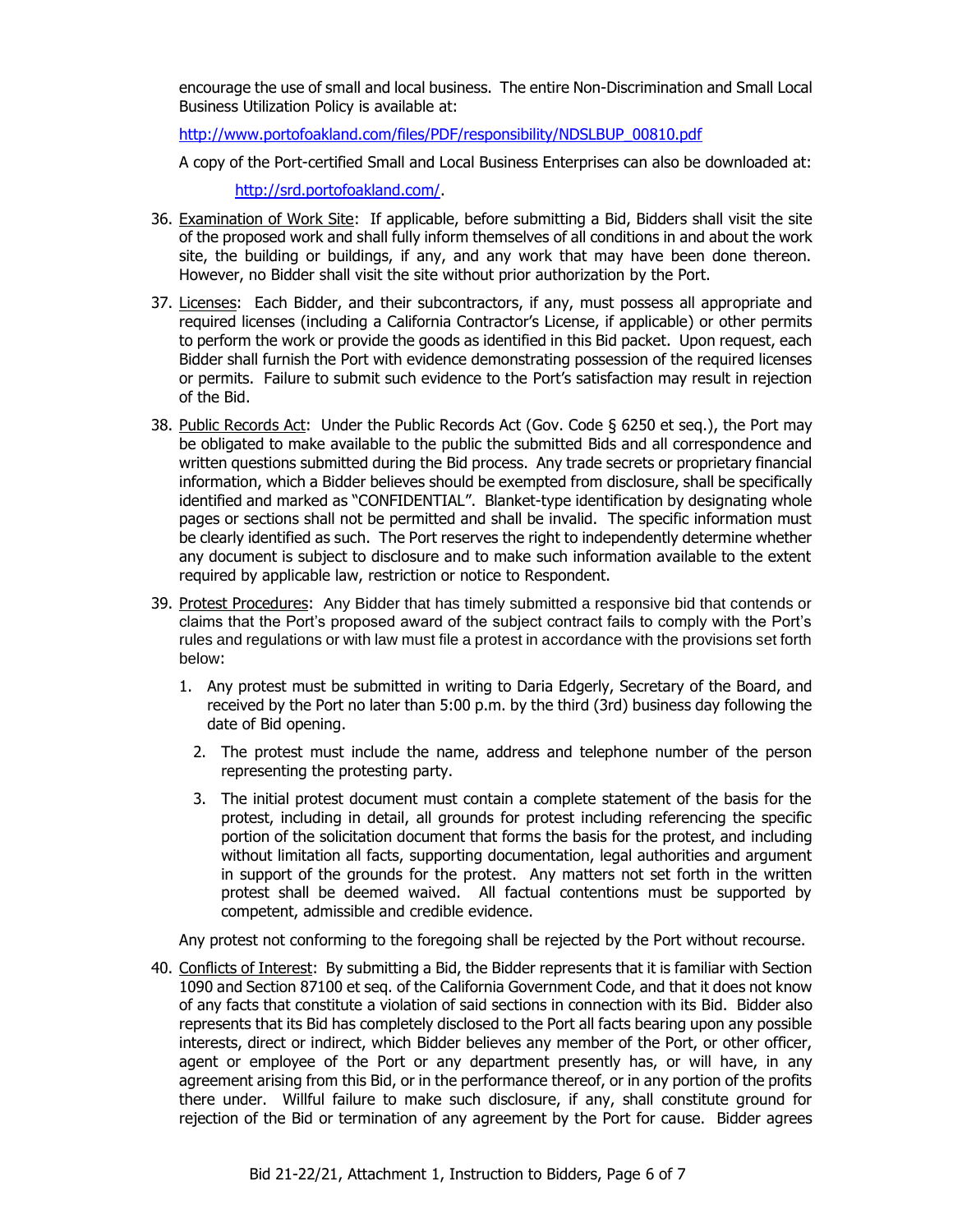encourage the use of small and local business. The entire Non-Discrimination and Small Local Business Utilization Policy is available at:

http://www.portofoakland.com/files/PDF/responsibility/NDSLBUP_00810.pdf

A copy of the Port-certified Small and Local Business Enterprises can also be downloaded at:

http://srd.portofoakland.com/.

36. Examination of Work Site: If applicable, before submitting a Bid, Bidders shall visit the site of the proposed work and shall fully inform themselves of all conditions in and about the work site, the building or buildings, if any, and any work that may have been done thereon. However, no Bidder shall visit the site without prior authorization by the Port.

37. Licenses: Each Bidder, and their subcontractors, if any, must possess all appropriate and required licenses (including a California Contractor's License, if applicable) or other permits to perform the work or provide the goods as identified in this Bid packet. Upon request, each Bidder shall furnish the Port with evidence demonstrating possession of the required licenses or permits. Failure to submit such evidence to the Port's satisfaction may result in rejection of the Bid.

38. Public Records Act: Under the Public Records Act (Gov. Code § 6250 et seq.), the Port may be obligated to make available to the public the submitted Bids and all correspondence and written questions submitted during the Bid process. Any trade secrets or proprietary financial information, which a Bidder believes should be exempted from disclosure, shall be specifically identified and marked as "CONFIDENTIAL". Blanket-type identification by designating whole pages or sections shall not be permitted and shall be invalid. The specific information must be clearly identified as such. The Port reserves the right to independently determine whether any document is subject to disclosure and to make such information available to the extent required by applicable law, restriction or notice to Respondent.

39. Protest Procedures: Any Bidder that has timely submitted a responsive bid that contends or claims that the Port's proposed award of the subject contract fails to comply with the Port's rules and regulations or with law must file a protest in accordance with the provisions set forth below:

    1. Any protest must be submitted in writing to Daria Edgerly, Secretary of the Board, and received by the Port no later than 5:00 p.m. by the third (3rd) business day following the date of Bid opening.

    2. The protest must include the name, address and telephone number of the person representing the protesting party.

    3. The initial protest document must contain a complete statement of the basis for the protest, including in detail, all grounds for protest including referencing the specific portion of the solicitation document that forms the basis for the protest, and including without limitation all facts, supporting documentation, legal authorities and argument in support of the grounds for the protest. Any matters not set forth in the written protest shall be deemed waived. All factual contentions must be supported by competent, admissible and credible evidence.

    Any protest not conforming to the foregoing shall be rejected by the Port without recourse.

40. Conflicts of Interest: By submitting a Bid, the Bidder represents that it is familiar with Section 1090 and Section 87100 et seq. of the California Government Code, and that it does not know of any facts that constitute a violation of said sections in connection with its Bid. Bidder also represents that its Bid has completely disclosed to the Port all facts bearing upon any possible interests, direct or indirect, which Bidder believes any member of the Port, or other officer, agent or employee of the Port or any department presently has, or will have, in any agreement arising from this Bid, or in the performance thereof, or in any portion of the profits there under. Willful failure to make such disclosure, if any, shall constitute ground for rejection of the Bid or termination of any agreement by the Port for cause. Bidder agrees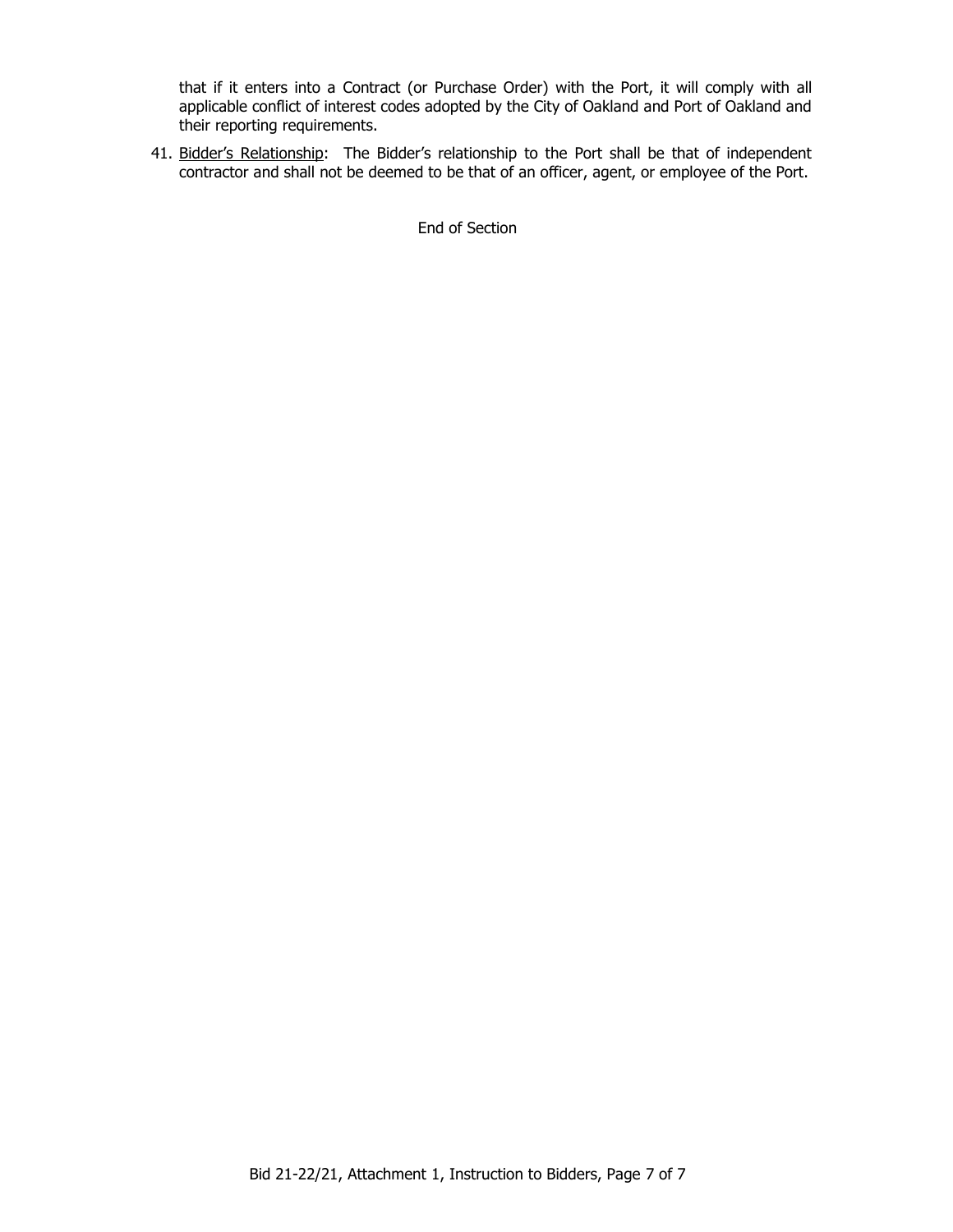that if it enters into a Contract (or Purchase Order) with the Port, it will comply with all applicable conflict of interest codes adopted by the City of Oakland and Port of Oakland and their reporting requirements.

41. <u>Bidder's Relationship</u>: The Bidder's relationship to the Port shall be that of independent contractor and shall not be deemed to be that of an officer, agent, or employee of the Port.

End of Section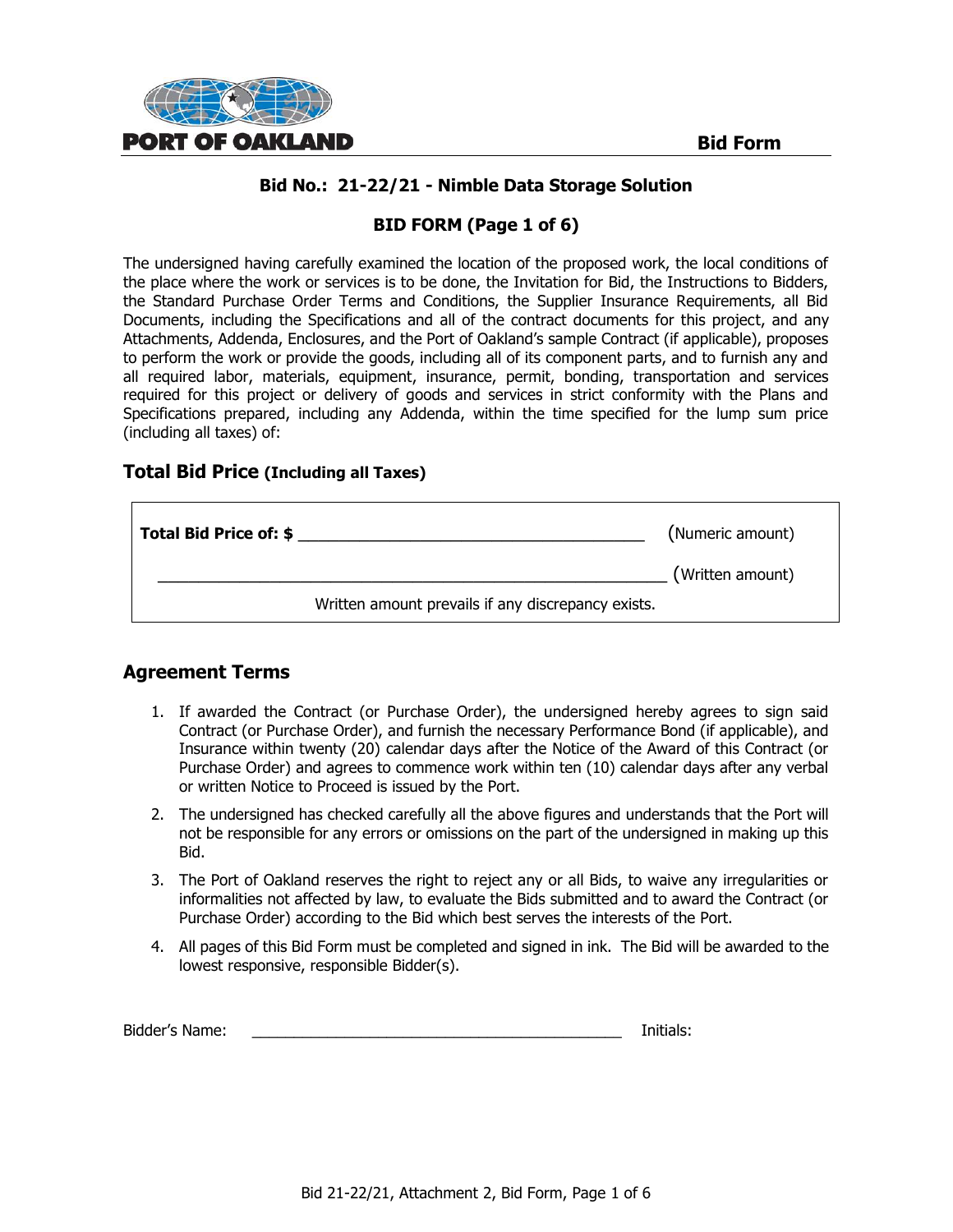PORT OF OAKLAND

**Bid Form**

## Bid No.: 21-22/21 - Nimble Data Storage Solution

### BID FORM (Page 1 of 6)

The undersigned having carefully examined the location of the proposed work, the local conditions of the place where the work or services is to be done, the Invitation for Bid, the Instructions to Bidders, the Standard Purchase Order Terms and Conditions, the Supplier Insurance Requirements, all Bid Documents, including the Specifications and all of the contract documents for this project, and any Attachments, Addenda, Enclosures, and the Port of Oakland's sample Contract (if applicable), proposes to perform the work or provide the goods, including all of its component parts, and to furnish any and all required labor, materials, equipment, insurance, permit, bonding, transportation and services required for this project or delivery of goods and services in strict conformity with the Plans and Specifications prepared, including any Addenda, within the time specified for the lump sum price (including all taxes) of:

## Total Bid Price (Including all Taxes)

**Total Bid Price of: $** ______________________________________ (Numeric amount)

________________________________________________________ (Written amount)

Written amount prevails if any discrepancy exists.

## Agreement Terms

1. If awarded the Contract (or Purchase Order), the undersigned hereby agrees to sign said Contract (or Purchase Order), and furnish the necessary Performance Bond (if applicable), and Insurance within twenty (20) calendar days after the Notice of the Award of this Contract (or Purchase Order) and agrees to commence work within ten (10) calendar days after any verbal or written Notice to Proceed is issued by the Port.
2. The undersigned has checked carefully all the above figures and understands that the Port will not be responsible for any errors or omissions on the part of the undersigned in making up this Bid.
3. The Port of Oakland reserves the right to reject any or all Bids, to waive any irregularities or informalities not affected by law, to evaluate the Bids submitted and to award the Contract (or Purchase Order) according to the Bid which best serves the interests of the Port.
4. All pages of this Bid Form must be completed and signed in ink. The Bid will be awarded to the lowest responsive, responsible Bidder(s).

Bidder's Name: ____________________________________________ Initials: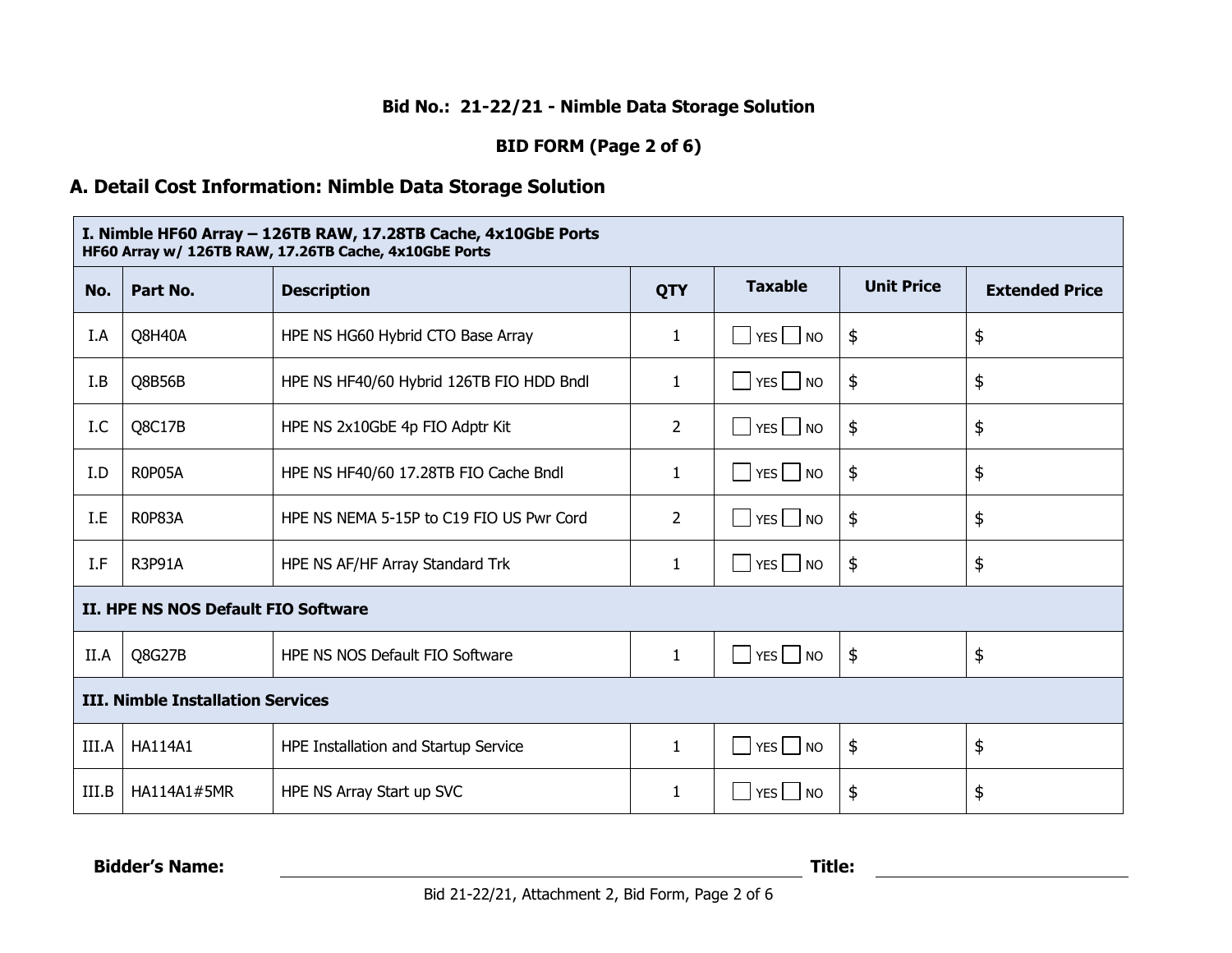**Bid No.: 21-22/21 - Nimble Data Storage Solution**

**BID FORM (Page 2 of 6)**

## A. Detail Cost Information: Nimble Data Storage Solution

| No. | Part No. | Description | QTY | Taxable | Unit Price | Extended Price |
|---|---|---|---|---|---|---|
| **I. Nimble HF60 Array – 126TB RAW, 17.28TB Cache, 4x10GbE Ports** HF60 Array w/ 126TB RAW, 17.26TB Cache, 4x10GbE Ports | | | | | | |
| I.A | Q8H40A | HPE NS HG60 Hybrid CTO Base Array | 1 | ☐ YES ☐ NO | $ | $ |
| I.B | Q8B56B | HPE NS HF40/60 Hybrid 126TB FIO HDD Bndl | 1 | ☐ YES ☐ NO | $ | $ |
| I.C | Q8C17B | HPE NS 2x10GbE 4p FIO Adptr Kit | 2 | ☐ YES ☐ NO | $ | $ |
| I.D | R0P05A | HPE NS HF40/60 17.28TB FIO Cache Bndl | 1 | ☐ YES ☐ NO | $ | $ |
| I.E | R0P83A | HPE NS NEMA 5-15P to C19 FIO US Pwr Cord | 2 | ☐ YES ☐ NO | $ | $ |
| I.F | R3P91A | HPE NS AF/HF Array Standard Trk | 1 | ☐ YES ☐ NO | $ | $ |
| **II. HPE NS NOS Default FIO Software** | | | | | | |
| II.A | Q8G27B | HPE NS NOS Default FIO Software | 1 | ☐ YES ☐ NO | $ | $ |
| **III. Nimble Installation Services** | | | | | | |
| III.A | HA114A1 | HPE Installation and Startup Service | 1 | ☐ YES ☐ NO | $ | $ |
| III.B | HA114A1#5MR | HPE NS Array Start up SVC | 1 | ☐ YES ☐ NO | $ | $ |

**Bidder's Name:** ______________________________ **Title:** ____________________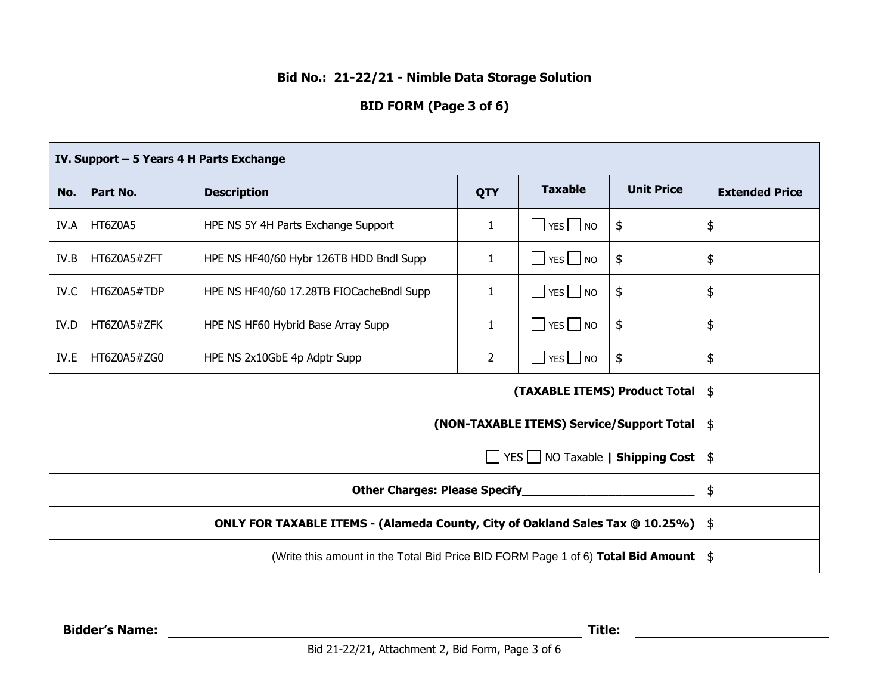**Bid No.: 21-22/21 - Nimble Data Storage Solution**

**BID FORM (Page 3 of 6)**

| **IV. Support – 5 Years 4 H Parts Exchange** | | | | | | |
|---|---|---|---|---|---|---|
| **No.** | **Part No.** | **Description** | **QTY** | **Taxable** | **Unit Price** | **Extended Price** |
| IV.A | HT6Z0A5 | HPE NS 5Y 4H Parts Exchange Support | 1 | ☐ YES ☐ NO | $ | $ |
| IV.B | HT6Z0A5#ZFT | HPE NS HF40/60 Hybr 126TB HDD Bndl Supp | 1 | ☐ YES ☐ NO | $ | $ |
| IV.C | HT6Z0A5#TDP | HPE NS HF40/60 17.28TB FIOCacheBndl Supp | 1 | ☐ YES ☐ NO | $ | $ |
| IV.D | HT6Z0A5#ZFK | HPE NS HF60 Hybrid Base Array Supp | 1 | ☐ YES ☐ NO | $ | $ |
| IV.E | HT6Z0A5#ZG0 | HPE NS 2x10GbE 4p Adptr Supp | 2 | ☐ YES ☐ NO | $ | $ |
| **(TAXABLE ITEMS) Product Total** | | | | | | $ |
| **(NON-TAXABLE ITEMS) Service/Support Total** | | | | | | $ |
| ☐ YES ☐ NO Taxable **\| Shipping Cost** | | | | | | $ |
| **Other Charges: Please Specify_________________________** | | | | | | $ |
| **ONLY FOR TAXABLE ITEMS - (Alameda County, City of Oakland Sales Tax @ 10.25%)** | | | | | | $ |
| (Write this amount in the Total Bid Price BID FORM Page 1 of 6) **Total Bid Amount** | | | | | | $ |

**Bidder's Name:** ______________________________ **Title:** ____________________

Bid 21-22/21, Attachment 2, Bid Form, Page 3 of 6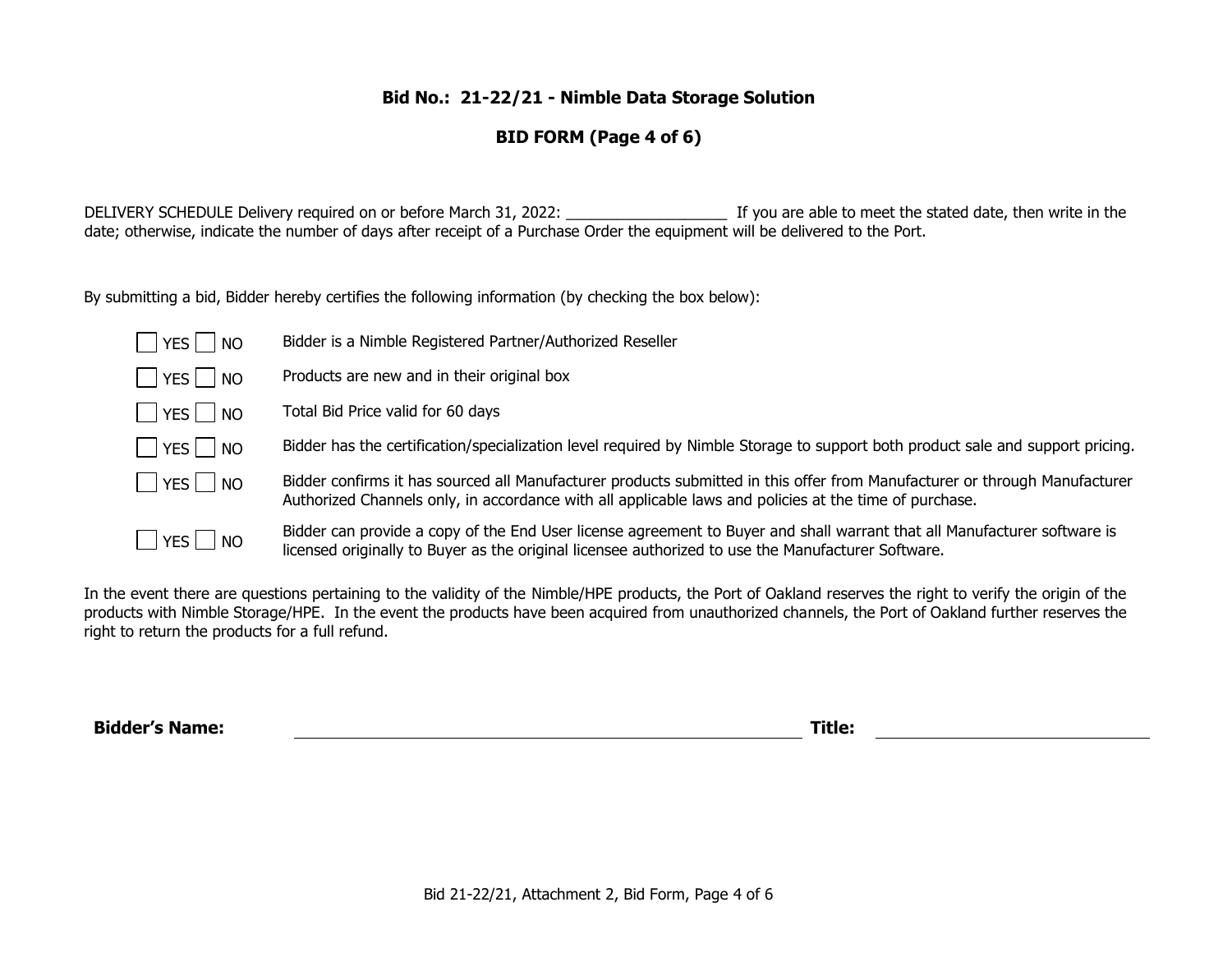**Bid No.: 21-22/21 - Nimble Data Storage Solution**

**BID FORM (Page 4 of 6)**

DELIVERY SCHEDULE Delivery required on or before March 31, 2022: ___________________ If you are able to meet the stated date, then write in the date; otherwise, indicate the number of days after receipt of a Purchase Order the equipment will be delivered to the Port.

By submitting a bid, Bidder hereby certifies the following information (by checking the box below):

- ☐ YES ☐ NO — Bidder is a Nimble Registered Partner/Authorized Reseller
- ☐ YES ☐ NO — Products are new and in their original box
- ☐ YES ☐ NO — Total Bid Price valid for 60 days
- ☐ YES ☐ NO — Bidder has the certification/specialization level required by Nimble Storage to support both product sale and support pricing.
- ☐ YES ☐ NO — Bidder confirms it has sourced all Manufacturer products submitted in this offer from Manufacturer or through Manufacturer Authorized Channels only, in accordance with all applicable laws and policies at the time of purchase.
- ☐ YES ☐ NO — Bidder can provide a copy of the End User license agreement to Buyer and shall warrant that all Manufacturer software is licensed originally to Buyer as the original licensee authorized to use the Manufacturer Software.

In the event there are questions pertaining to the validity of the Nimble/HPE products, the Port of Oakland reserves the right to verify the origin of the products with Nimble Storage/HPE. In the event the products have been acquired from unauthorized channels, the Port of Oakland further reserves the right to return the products for a full refund.

**Bidder's Name:** ______________________________ **Title:** ______________________________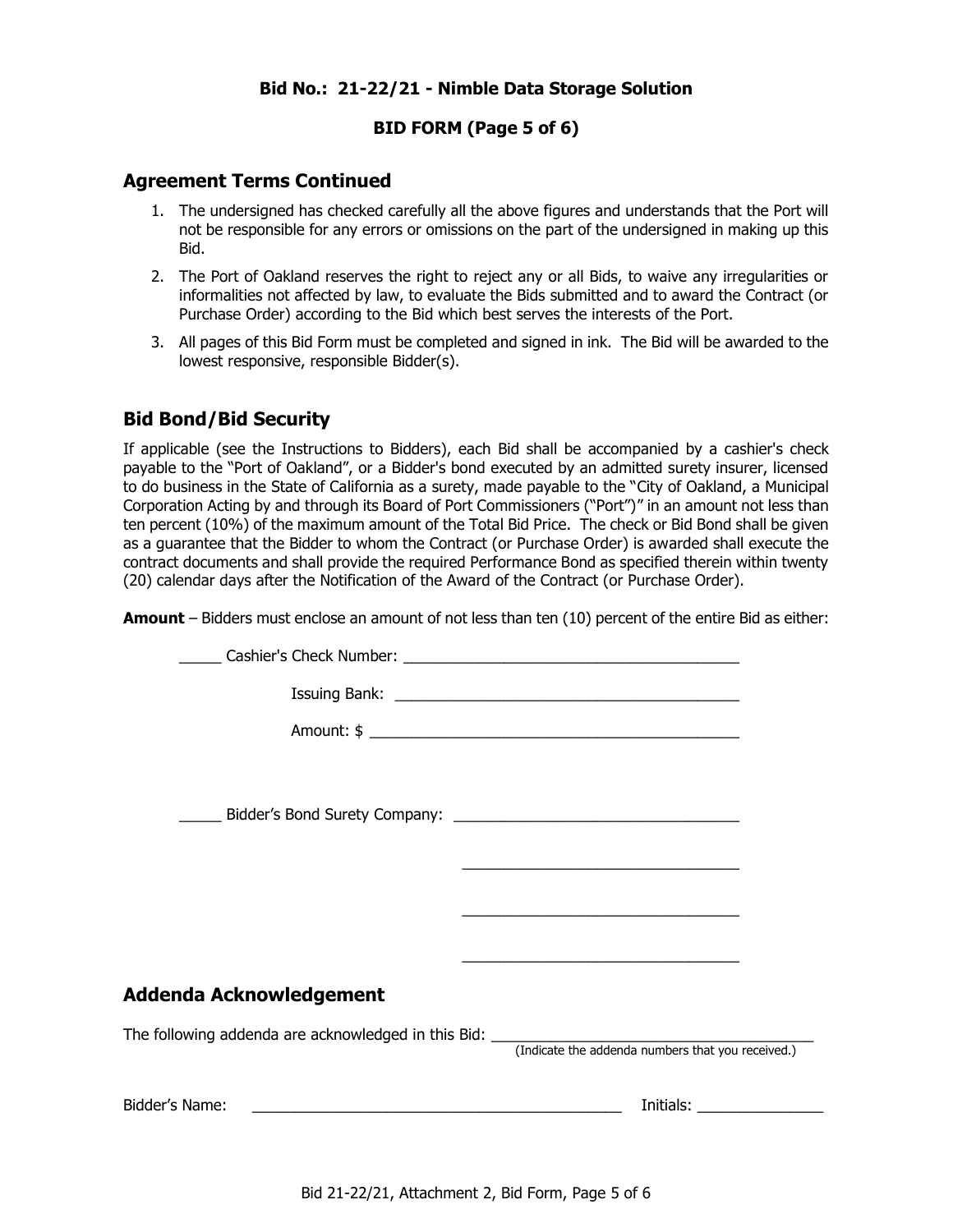**Bid No.: 21-22/21 - Nimble Data Storage Solution**

**BID FORM (Page 5 of 6)**

## Agreement Terms Continued

1. The undersigned has checked carefully all the above figures and understands that the Port will not be responsible for any errors or omissions on the part of the undersigned in making up this Bid.
2. The Port of Oakland reserves the right to reject any or all Bids, to waive any irregularities or informalities not affected by law, to evaluate the Bids submitted and to award the Contract (or Purchase Order) according to the Bid which best serves the interests of the Port.
3. All pages of this Bid Form must be completed and signed in ink. The Bid will be awarded to the lowest responsive, responsible Bidder(s).

## Bid Bond/Bid Security

If applicable (see the Instructions to Bidders), each Bid shall be accompanied by a cashier's check payable to the "Port of Oakland", or a Bidder's bond executed by an admitted surety insurer, licensed to do business in the State of California as a surety, made payable to the "City of Oakland, a Municipal Corporation Acting by and through its Board of Port Commissioners ("Port")" in an amount not less than ten percent (10%) of the maximum amount of the Total Bid Price. The check or Bid Bond shall be given as a guarantee that the Bidder to whom the Contract (or Purchase Order) is awarded shall execute the contract documents and shall provide the required Performance Bond as specified therein within twenty (20) calendar days after the Notification of the Award of the Contract (or Purchase Order).

**Amount** – Bidders must enclose an amount of not less than ten (10) percent of the entire Bid as either:

_____ Cashier's Check Number: ________________________________________

Issuing Bank: ________________________________________

Amount: $ ________________________________________

_____ Bidder's Bond Surety Company: _________________________________

_________________________________

_________________________________

_________________________________

## Addenda Acknowledgement

The following addenda are acknowledged in this Bid: _____________________________________
(Indicate the addenda numbers that you received.)

Bidder's Name: ____________________________________________ Initials: _______________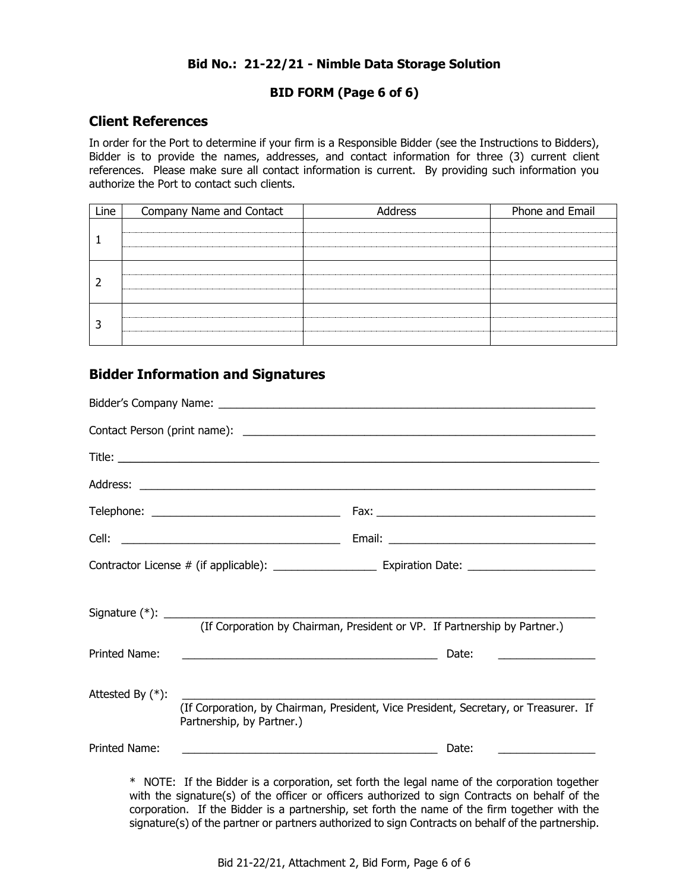**Bid No.: 21-22/21 - Nimble Data Storage Solution**

**BID FORM (Page 6 of 6)**

## Client References

In order for the Port to determine if your firm is a Responsible Bidder (see the Instructions to Bidders), Bidder is to provide the names, addresses, and contact information for three (3) current client references. Please make sure all contact information is current. By providing such information you authorize the Port to contact such clients.

| Line | Company Name and Contact | Address | Phone and Email |
|---|---|---|---|
| 1 | | | |
| | | | |
| | | | |
| 2 | | | |
| | | | |
| | | | |
| 3 | | | |
| | | | |
| | | | |

## Bidder Information and Signatures

Bidder's Company Name: ______________________________________________

Contact Person (print name): __________________________________________

Title: ______________________________________________________________

Address: ____________________________________________________________

Telephone: _______________________ Fax: ____________________________

Cell: ___________________________ Email: ___________________________

Contractor License # (if applicable): ______________ Expiration Date: ________________

Signature (*): ________________________________________________________
(If Corporation by Chairman, President or VP. If Partnership by Partner.)

Printed Name: _________________________________ Date: ____________

Attested By (*): ______________________________________________________
(If Corporation, by Chairman, President, Vice President, Secretary, or Treasurer. If Partnership, by Partner.)

Printed Name: _________________________________ Date: ____________

\* NOTE: If the Bidder is a corporation, set forth the legal name of the corporation together with the signature(s) of the officer or officers authorized to sign Contracts on behalf of the corporation. If the Bidder is a partnership, set forth the name of the firm together with the signature(s) of the partner or partners authorized to sign Contracts on behalf of the partnership.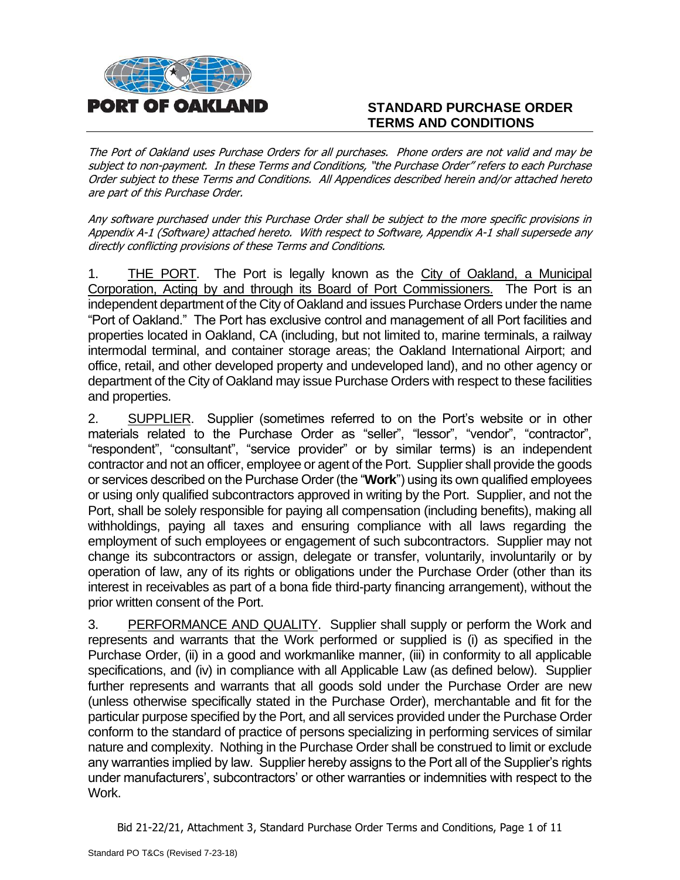**PORT OF OAKLAND**

## STANDARD PURCHASE ORDER TERMS AND CONDITIONS

*The Port of Oakland uses Purchase Orders for all purchases. Phone orders are not valid and may be subject to non-payment. In these Terms and Conditions, "the Purchase Order" refers to each Purchase Order subject to these Terms and Conditions. All Appendices described herein and/or attached hereto are part of this Purchase Order.*

*Any software purchased under this Purchase Order shall be subject to the more specific provisions in Appendix A-1 (Software) attached hereto. With respect to Software, Appendix A-1 shall supersede any directly conflicting provisions of these Terms and Conditions.*

1. THE PORT. The Port is legally known as the City of Oakland, a Municipal Corporation, Acting by and through its Board of Port Commissioners. The Port is an independent department of the City of Oakland and issues Purchase Orders under the name "Port of Oakland." The Port has exclusive control and management of all Port facilities and properties located in Oakland, CA (including, but not limited to, marine terminals, a railway intermodal terminal, and container storage areas; the Oakland International Airport; and office, retail, and other developed property and undeveloped land), and no other agency or department of the City of Oakland may issue Purchase Orders with respect to these facilities and properties.

2. SUPPLIER. Supplier (sometimes referred to on the Port's website or in other materials related to the Purchase Order as "seller", "lessor", "vendor", "contractor", "respondent", "consultant", "service provider" or by similar terms) is an independent contractor and not an officer, employee or agent of the Port. Supplier shall provide the goods or services described on the Purchase Order (the "**Work**") using its own qualified employees or using only qualified subcontractors approved in writing by the Port. Supplier, and not the Port, shall be solely responsible for paying all compensation (including benefits), making all withholdings, paying all taxes and ensuring compliance with all laws regarding the employment of such employees or engagement of such subcontractors. Supplier may not change its subcontractors or assign, delegate or transfer, voluntarily, involuntarily or by operation of law, any of its rights or obligations under the Purchase Order (other than its interest in receivables as part of a bona fide third-party financing arrangement), without the prior written consent of the Port.

3. PERFORMANCE AND QUALITY. Supplier shall supply or perform the Work and represents and warrants that the Work performed or supplied is (i) as specified in the Purchase Order, (ii) in a good and workmanlike manner, (iii) in conformity to all applicable specifications, and (iv) in compliance with all Applicable Law (as defined below). Supplier further represents and warrants that all goods sold under the Purchase Order are new (unless otherwise specifically stated in the Purchase Order), merchantable and fit for the particular purpose specified by the Port, and all services provided under the Purchase Order conform to the standard of practice of persons specializing in performing services of similar nature and complexity. Nothing in the Purchase Order shall be construed to limit or exclude any warranties implied by law. Supplier hereby assigns to the Port all of the Supplier's rights under manufacturers', subcontractors' or other warranties or indemnities with respect to the Work.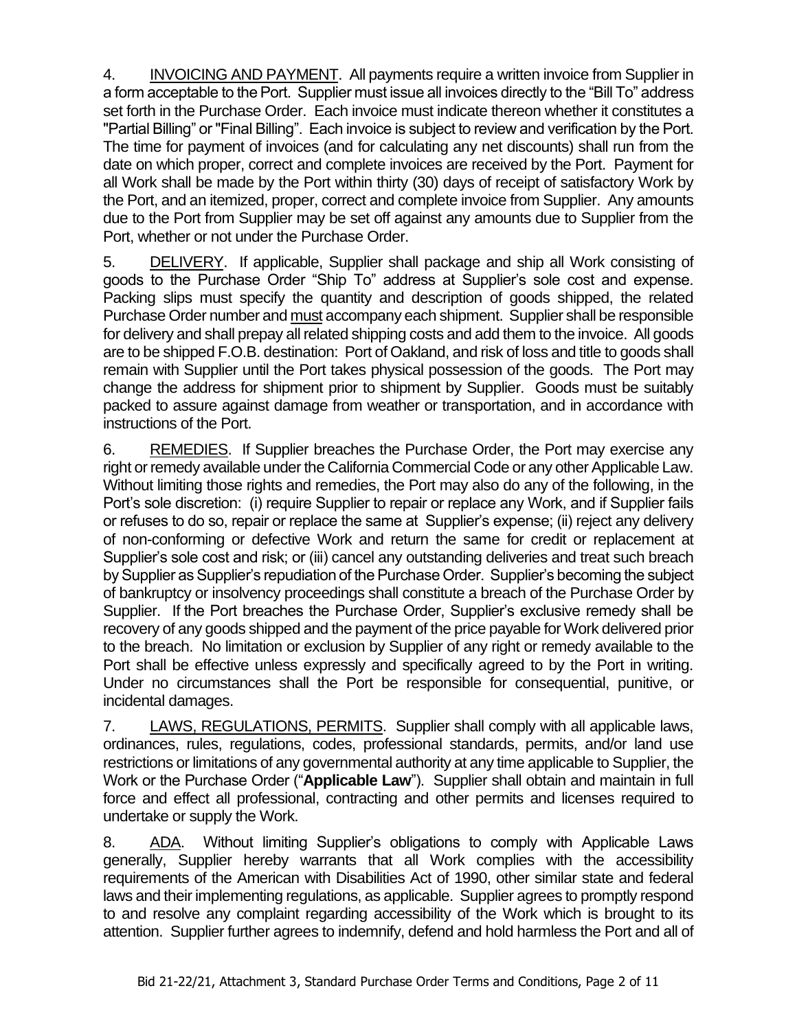4. INVOICING AND PAYMENT. All payments require a written invoice from Supplier in a form acceptable to the Port. Supplier must issue all invoices directly to the "Bill To" address set forth in the Purchase Order. Each invoice must indicate thereon whether it constitutes a "Partial Billing" or "Final Billing". Each invoice is subject to review and verification by the Port. The time for payment of invoices (and for calculating any net discounts) shall run from the date on which proper, correct and complete invoices are received by the Port. Payment for all Work shall be made by the Port within thirty (30) days of receipt of satisfactory Work by the Port, and an itemized, proper, correct and complete invoice from Supplier. Any amounts due to the Port from Supplier may be set off against any amounts due to Supplier from the Port, whether or not under the Purchase Order.

5. DELIVERY. If applicable, Supplier shall package and ship all Work consisting of goods to the Purchase Order "Ship To" address at Supplier's sole cost and expense. Packing slips must specify the quantity and description of goods shipped, the related Purchase Order number and must accompany each shipment. Supplier shall be responsible for delivery and shall prepay all related shipping costs and add them to the invoice. All goods are to be shipped F.O.B. destination: Port of Oakland, and risk of loss and title to goods shall remain with Supplier until the Port takes physical possession of the goods. The Port may change the address for shipment prior to shipment by Supplier. Goods must be suitably packed to assure against damage from weather or transportation, and in accordance with instructions of the Port.

6. REMEDIES. If Supplier breaches the Purchase Order, the Port may exercise any right or remedy available under the California Commercial Code or any other Applicable Law. Without limiting those rights and remedies, the Port may also do any of the following, in the Port's sole discretion: (i) require Supplier to repair or replace any Work, and if Supplier fails or refuses to do so, repair or replace the same at Supplier's expense; (ii) reject any delivery of non-conforming or defective Work and return the same for credit or replacement at Supplier's sole cost and risk; or (iii) cancel any outstanding deliveries and treat such breach by Supplier as Supplier's repudiation of the Purchase Order. Supplier's becoming the subject of bankruptcy or insolvency proceedings shall constitute a breach of the Purchase Order by Supplier. If the Port breaches the Purchase Order, Supplier's exclusive remedy shall be recovery of any goods shipped and the payment of the price payable for Work delivered prior to the breach. No limitation or exclusion by Supplier of any right or remedy available to the Port shall be effective unless expressly and specifically agreed to by the Port in writing. Under no circumstances shall the Port be responsible for consequential, punitive, or incidental damages.

7. LAWS, REGULATIONS, PERMITS. Supplier shall comply with all applicable laws, ordinances, rules, regulations, codes, professional standards, permits, and/or land use restrictions or limitations of any governmental authority at any time applicable to Supplier, the Work or the Purchase Order ("**Applicable Law**"). Supplier shall obtain and maintain in full force and effect all professional, contracting and other permits and licenses required to undertake or supply the Work.

8. ADA. Without limiting Supplier's obligations to comply with Applicable Laws generally, Supplier hereby warrants that all Work complies with the accessibility requirements of the American with Disabilities Act of 1990, other similar state and federal laws and their implementing regulations, as applicable. Supplier agrees to promptly respond to and resolve any complaint regarding accessibility of the Work which is brought to its attention. Supplier further agrees to indemnify, defend and hold harmless the Port and all of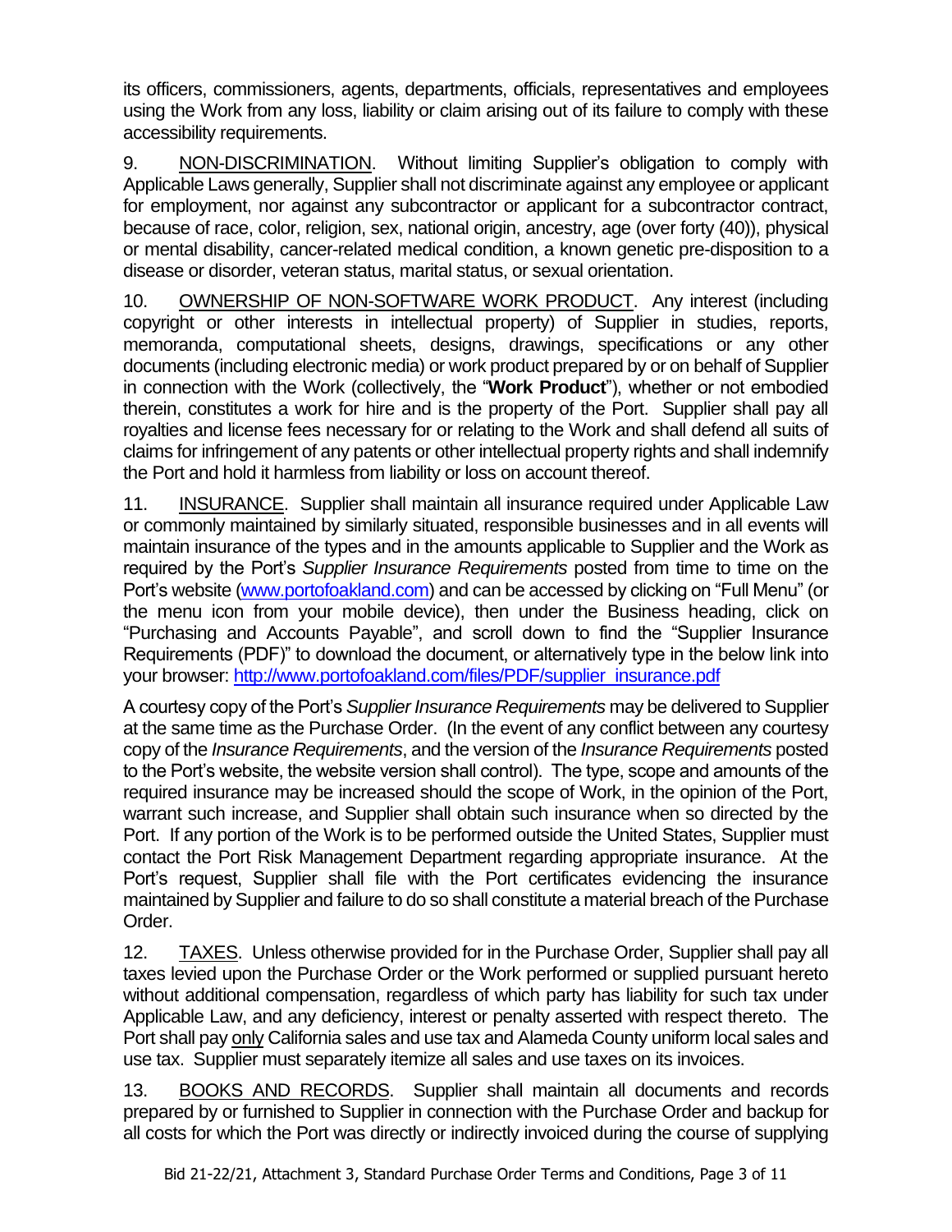its officers, commissioners, agents, departments, officials, representatives and employees using the Work from any loss, liability or claim arising out of its failure to comply with these accessibility requirements.

9. <u>NON-DISCRIMINATION</u>. Without limiting Supplier's obligation to comply with Applicable Laws generally, Supplier shall not discriminate against any employee or applicant for employment, nor against any subcontractor or applicant for a subcontractor contract, because of race, color, religion, sex, national origin, ancestry, age (over forty (40)), physical or mental disability, cancer-related medical condition, a known genetic pre-disposition to a disease or disorder, veteran status, marital status, or sexual orientation.

10. <u>OWNERSHIP OF NON-SOFTWARE WORK PRODUCT</u>. Any interest (including copyright or other interests in intellectual property) of Supplier in studies, reports, memoranda, computational sheets, designs, drawings, specifications or any other documents (including electronic media) or work product prepared by or on behalf of Supplier in connection with the Work (collectively, the "**Work Product**"), whether or not embodied therein, constitutes a work for hire and is the property of the Port. Supplier shall pay all royalties and license fees necessary for or relating to the Work and shall defend all suits of claims for infringement of any patents or other intellectual property rights and shall indemnify the Port and hold it harmless from liability or loss on account thereof.

11. <u>INSURANCE</u>. Supplier shall maintain all insurance required under Applicable Law or commonly maintained by similarly situated, responsible businesses and in all events will maintain insurance of the types and in the amounts applicable to Supplier and the Work as required by the Port's *Supplier Insurance Requirements* posted from time to time on the Port's website ([www.portofoakland.com](www.portofoakland.com)) and can be accessed by clicking on "Full Menu" (or the menu icon from your mobile device), then under the Business heading, click on "Purchasing and Accounts Payable", and scroll down to find the "Supplier Insurance Requirements (PDF)" to download the document, or alternatively type in the below link into your browser: [http://www.portofoakland.com/files/PDF/supplier_insurance.pdf](http://www.portofoakland.com/files/PDF/supplier_insurance.pdf)

A courtesy copy of the Port's *Supplier Insurance Requirements* may be delivered to Supplier at the same time as the Purchase Order. (In the event of any conflict between any courtesy copy of the *Insurance Requirements*, and the version of the *Insurance Requirements* posted to the Port's website, the website version shall control). The type, scope and amounts of the required insurance may be increased should the scope of Work, in the opinion of the Port, warrant such increase, and Supplier shall obtain such insurance when so directed by the Port. If any portion of the Work is to be performed outside the United States, Supplier must contact the Port Risk Management Department regarding appropriate insurance. At the Port's request, Supplier shall file with the Port certificates evidencing the insurance maintained by Supplier and failure to do so shall constitute a material breach of the Purchase Order.

12. <u>TAXES</u>. Unless otherwise provided for in the Purchase Order, Supplier shall pay all taxes levied upon the Purchase Order or the Work performed or supplied pursuant hereto without additional compensation, regardless of which party has liability for such tax under Applicable Law, and any deficiency, interest or penalty asserted with respect thereto. The Port shall pay <u>only</u> California sales and use tax and Alameda County uniform local sales and use tax. Supplier must separately itemize all sales and use taxes on its invoices.

13. <u>BOOKS AND RECORDS</u>. Supplier shall maintain all documents and records prepared by or furnished to Supplier in connection with the Purchase Order and backup for all costs for which the Port was directly or indirectly invoiced during the course of supplying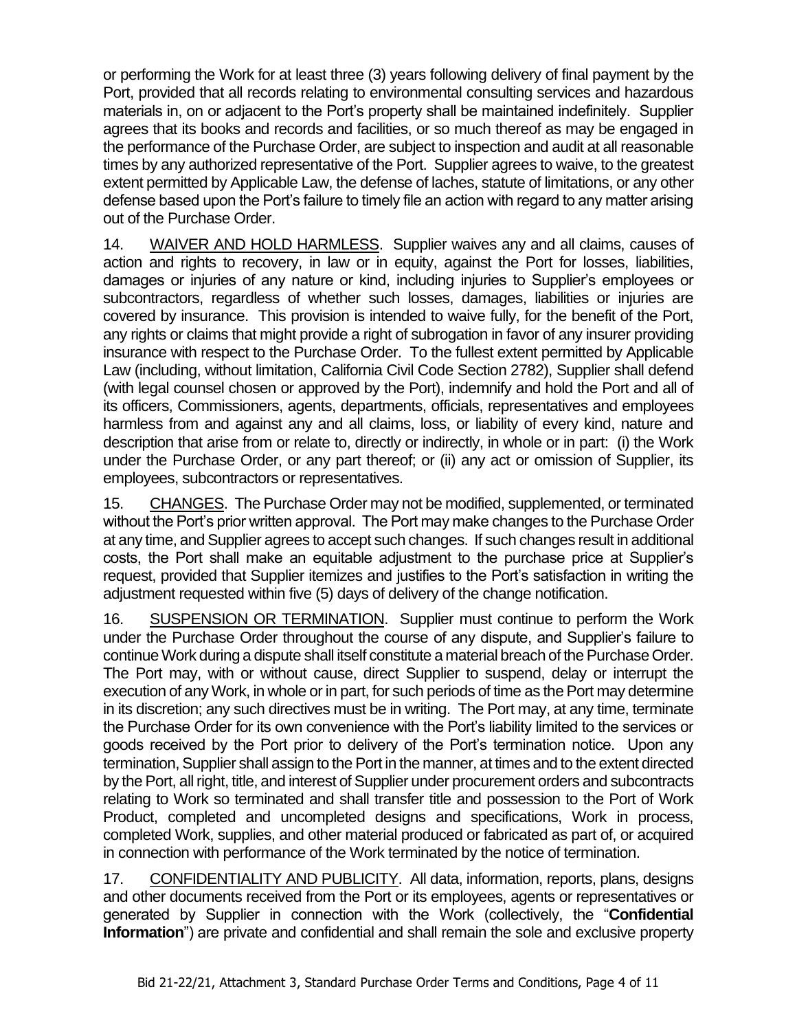or performing the Work for at least three (3) years following delivery of final payment by the Port, provided that all records relating to environmental consulting services and hazardous materials in, on or adjacent to the Port's property shall be maintained indefinitely. Supplier agrees that its books and records and facilities, or so much thereof as may be engaged in the performance of the Purchase Order, are subject to inspection and audit at all reasonable times by any authorized representative of the Port. Supplier agrees to waive, to the greatest extent permitted by Applicable Law, the defense of laches, statute of limitations, or any other defense based upon the Port's failure to timely file an action with regard to any matter arising out of the Purchase Order.

14. WAIVER AND HOLD HARMLESS. Supplier waives any and all claims, causes of action and rights to recovery, in law or in equity, against the Port for losses, liabilities, damages or injuries of any nature or kind, including injuries to Supplier's employees or subcontractors, regardless of whether such losses, damages, liabilities or injuries are covered by insurance. This provision is intended to waive fully, for the benefit of the Port, any rights or claims that might provide a right of subrogation in favor of any insurer providing insurance with respect to the Purchase Order. To the fullest extent permitted by Applicable Law (including, without limitation, California Civil Code Section 2782), Supplier shall defend (with legal counsel chosen or approved by the Port), indemnify and hold the Port and all of its officers, Commissioners, agents, departments, officials, representatives and employees harmless from and against any and all claims, loss, or liability of every kind, nature and description that arise from or relate to, directly or indirectly, in whole or in part: (i) the Work under the Purchase Order, or any part thereof; or (ii) any act or omission of Supplier, its employees, subcontractors or representatives.

15. CHANGES. The Purchase Order may not be modified, supplemented, or terminated without the Port's prior written approval. The Port may make changes to the Purchase Order at any time, and Supplier agrees to accept such changes. If such changes result in additional costs, the Port shall make an equitable adjustment to the purchase price at Supplier's request, provided that Supplier itemizes and justifies to the Port's satisfaction in writing the adjustment requested within five (5) days of delivery of the change notification.

16. SUSPENSION OR TERMINATION. Supplier must continue to perform the Work under the Purchase Order throughout the course of any dispute, and Supplier's failure to continue Work during a dispute shall itself constitute a material breach of the Purchase Order. The Port may, with or without cause, direct Supplier to suspend, delay or interrupt the execution of any Work, in whole or in part, for such periods of time as the Port may determine in its discretion; any such directives must be in writing. The Port may, at any time, terminate the Purchase Order for its own convenience with the Port's liability limited to the services or goods received by the Port prior to delivery of the Port's termination notice. Upon any termination, Supplier shall assign to the Port in the manner, at times and to the extent directed by the Port, all right, title, and interest of Supplier under procurement orders and subcontracts relating to Work so terminated and shall transfer title and possession to the Port of Work Product, completed and uncompleted designs and specifications, Work in process, completed Work, supplies, and other material produced or fabricated as part of, or acquired in connection with performance of the Work terminated by the notice of termination.

17. CONFIDENTIALITY AND PUBLICITY. All data, information, reports, plans, designs and other documents received from the Port or its employees, agents or representatives or generated by Supplier in connection with the Work (collectively, the "**Confidential Information**") are private and confidential and shall remain the sole and exclusive property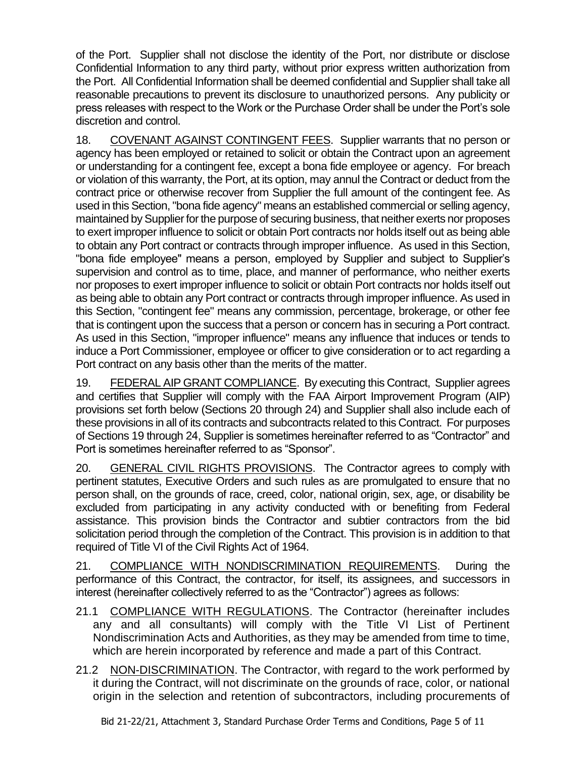of the Port. Supplier shall not disclose the identity of the Port, nor distribute or disclose Confidential Information to any third party, without prior express written authorization from the Port. All Confidential Information shall be deemed confidential and Supplier shall take all reasonable precautions to prevent its disclosure to unauthorized persons. Any publicity or press releases with respect to the Work or the Purchase Order shall be under the Port's sole discretion and control.

18. COVENANT AGAINST CONTINGENT FEES. Supplier warrants that no person or agency has been employed or retained to solicit or obtain the Contract upon an agreement or understanding for a contingent fee, except a bona fide employee or agency. For breach or violation of this warranty, the Port, at its option, may annul the Contract or deduct from the contract price or otherwise recover from Supplier the full amount of the contingent fee. As used in this Section, "bona fide agency" means an established commercial or selling agency, maintained by Supplier for the purpose of securing business, that neither exerts nor proposes to exert improper influence to solicit or obtain Port contracts nor holds itself out as being able to obtain any Port contract or contracts through improper influence. As used in this Section, "bona fide employee" means a person, employed by Supplier and subject to Supplier's supervision and control as to time, place, and manner of performance, who neither exerts nor proposes to exert improper influence to solicit or obtain Port contracts nor holds itself out as being able to obtain any Port contract or contracts through improper influence. As used in this Section, "contingent fee" means any commission, percentage, brokerage, or other fee that is contingent upon the success that a person or concern has in securing a Port contract. As used in this Section, "improper influence" means any influence that induces or tends to induce a Port Commissioner, employee or officer to give consideration or to act regarding a Port contract on any basis other than the merits of the matter.

19. FEDERAL AIP GRANT COMPLIANCE. By executing this Contract, Supplier agrees and certifies that Supplier will comply with the FAA Airport Improvement Program (AIP) provisions set forth below (Sections 20 through 24) and Supplier shall also include each of these provisions in all of its contracts and subcontracts related to this Contract. For purposes of Sections 19 through 24, Supplier is sometimes hereinafter referred to as "Contractor" and Port is sometimes hereinafter referred to as "Sponsor".

20. GENERAL CIVIL RIGHTS PROVISIONS. The Contractor agrees to comply with pertinent statutes, Executive Orders and such rules as are promulgated to ensure that no person shall, on the grounds of race, creed, color, national origin, sex, age, or disability be excluded from participating in any activity conducted with or benefiting from Federal assistance. This provision binds the Contractor and subtier contractors from the bid solicitation period through the completion of the Contract. This provision is in addition to that required of Title VI of the Civil Rights Act of 1964.

21. COMPLIANCE WITH NONDISCRIMINATION REQUIREMENTS. During the performance of this Contract, the contractor, for itself, its assignees, and successors in interest (hereinafter collectively referred to as the "Contractor") agrees as follows:

21.1 COMPLIANCE WITH REGULATIONS. The Contractor (hereinafter includes any and all consultants) will comply with the Title VI List of Pertinent Nondiscrimination Acts and Authorities, as they may be amended from time to time, which are herein incorporated by reference and made a part of this Contract.

21.2 NON-DISCRIMINATION. The Contractor, with regard to the work performed by it during the Contract, will not discriminate on the grounds of race, color, or national origin in the selection and retention of subcontractors, including procurements of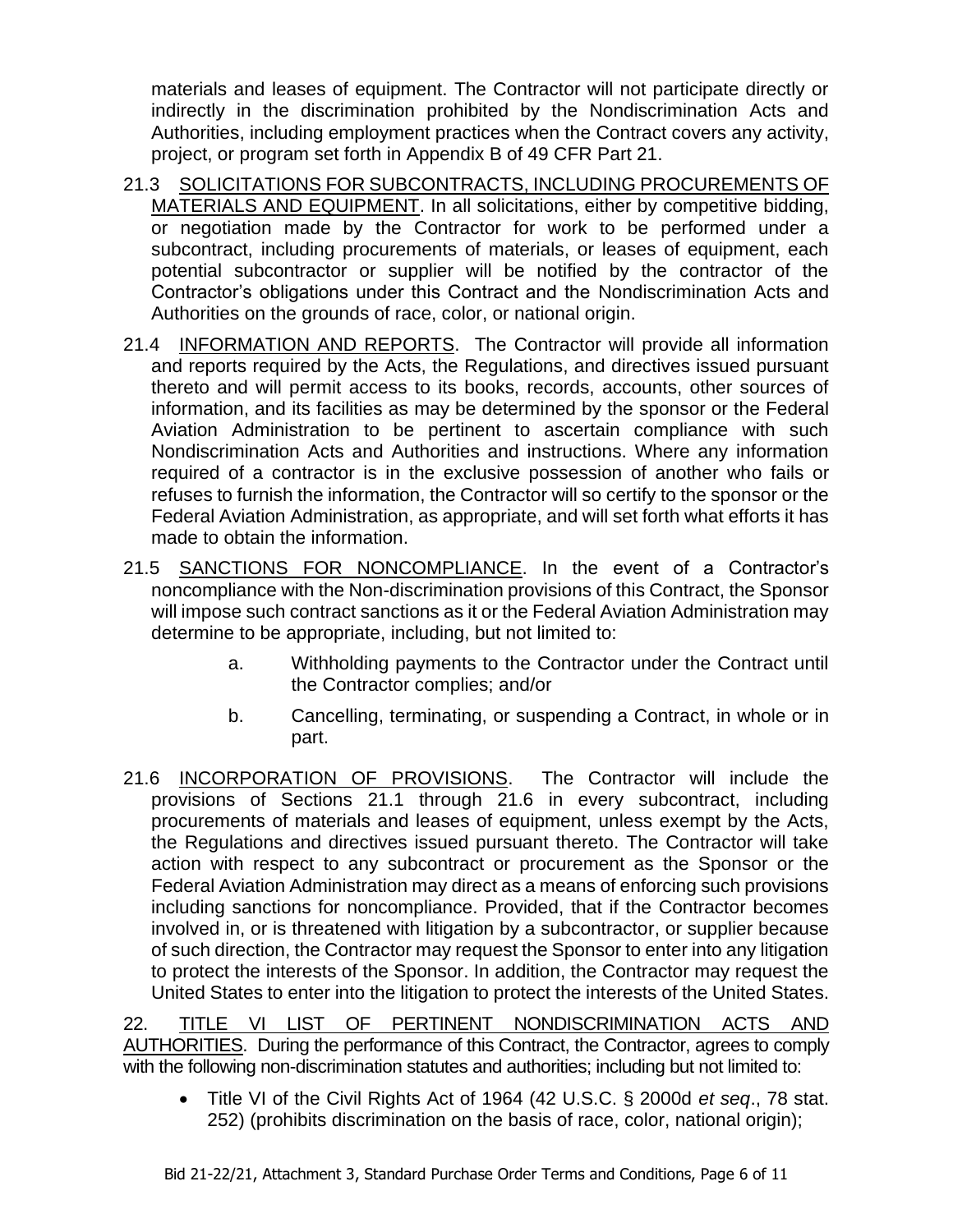materials and leases of equipment. The Contractor will not participate directly or indirectly in the discrimination prohibited by the Nondiscrimination Acts and Authorities, including employment practices when the Contract covers any activity, project, or program set forth in Appendix B of 49 CFR Part 21.

21.3 SOLICITATIONS FOR SUBCONTRACTS, INCLUDING PROCUREMENTS OF MATERIALS AND EQUIPMENT. In all solicitations, either by competitive bidding, or negotiation made by the Contractor for work to be performed under a subcontract, including procurements of materials, or leases of equipment, each potential subcontractor or supplier will be notified by the contractor of the Contractor's obligations under this Contract and the Nondiscrimination Acts and Authorities on the grounds of race, color, or national origin.

21.4 INFORMATION AND REPORTS. The Contractor will provide all information and reports required by the Acts, the Regulations, and directives issued pursuant thereto and will permit access to its books, records, accounts, other sources of information, and its facilities as may be determined by the sponsor or the Federal Aviation Administration to be pertinent to ascertain compliance with such Nondiscrimination Acts and Authorities and instructions. Where any information required of a contractor is in the exclusive possession of another who fails or refuses to furnish the information, the Contractor will so certify to the sponsor or the Federal Aviation Administration, as appropriate, and will set forth what efforts it has made to obtain the information.

21.5 SANCTIONS FOR NONCOMPLIANCE. In the event of a Contractor's noncompliance with the Non-discrimination provisions of this Contract, the Sponsor will impose such contract sanctions as it or the Federal Aviation Administration may determine to be appropriate, including, but not limited to:

a. Withholding payments to the Contractor under the Contract until the Contractor complies; and/or

b. Cancelling, terminating, or suspending a Contract, in whole or in part.

21.6 INCORPORATION OF PROVISIONS. The Contractor will include the provisions of Sections 21.1 through 21.6 in every subcontract, including procurements of materials and leases of equipment, unless exempt by the Acts, the Regulations and directives issued pursuant thereto. The Contractor will take action with respect to any subcontract or procurement as the Sponsor or the Federal Aviation Administration may direct as a means of enforcing such provisions including sanctions for noncompliance. Provided, that if the Contractor becomes involved in, or is threatened with litigation by a subcontractor, or supplier because of such direction, the Contractor may request the Sponsor to enter into any litigation to protect the interests of the Sponsor. In addition, the Contractor may request the United States to enter into the litigation to protect the interests of the United States.

22. TITLE VI LIST OF PERTINENT NONDISCRIMINATION ACTS AND AUTHORITIES. During the performance of this Contract, the Contractor, agrees to comply with the following non-discrimination statutes and authorities; including but not limited to:

- Title VI of the Civil Rights Act of 1964 (42 U.S.C. § 2000d *et seq*., 78 stat. 252) (prohibits discrimination on the basis of race, color, national origin);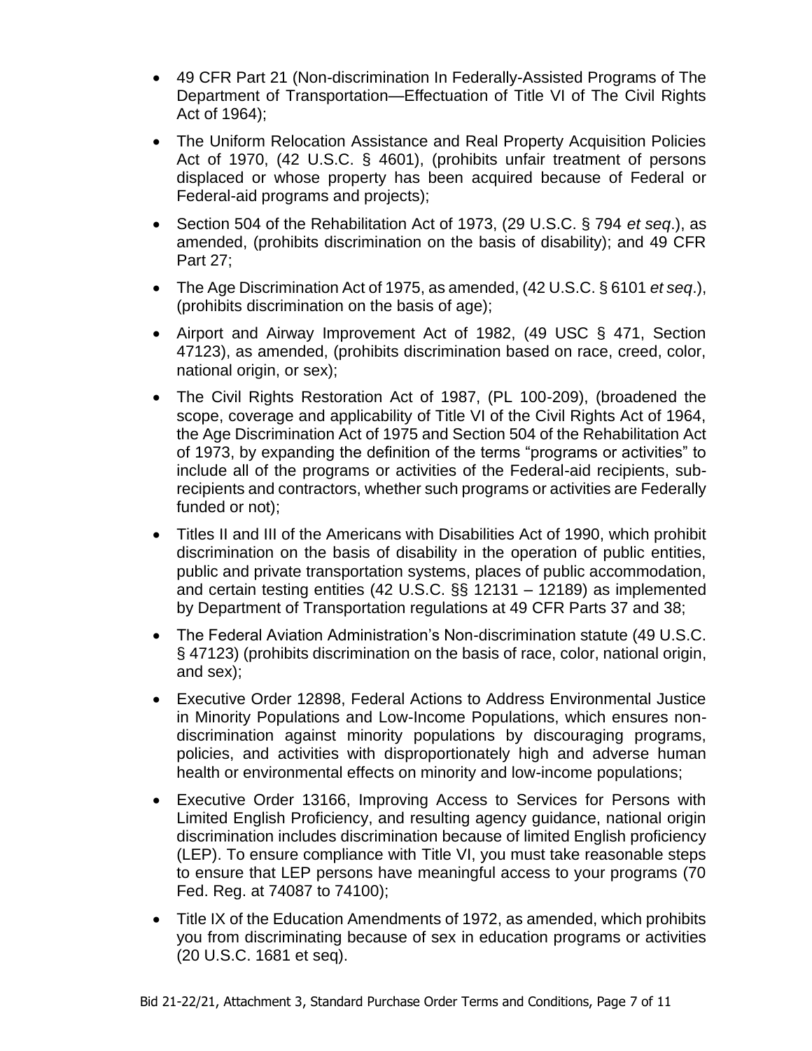- 49 CFR Part 21 (Non-discrimination In Federally-Assisted Programs of The Department of Transportation—Effectuation of Title VI of The Civil Rights Act of 1964);
- The Uniform Relocation Assistance and Real Property Acquisition Policies Act of 1970, (42 U.S.C. § 4601), (prohibits unfair treatment of persons displaced or whose property has been acquired because of Federal or Federal-aid programs and projects);
- Section 504 of the Rehabilitation Act of 1973, (29 U.S.C. § 794 *et seq*.), as amended, (prohibits discrimination on the basis of disability); and 49 CFR Part 27;
- The Age Discrimination Act of 1975, as amended, (42 U.S.C. § 6101 *et seq*.), (prohibits discrimination on the basis of age);
- Airport and Airway Improvement Act of 1982, (49 USC § 471, Section 47123), as amended, (prohibits discrimination based on race, creed, color, national origin, or sex);
- The Civil Rights Restoration Act of 1987, (PL 100-209), (broadened the scope, coverage and applicability of Title VI of the Civil Rights Act of 1964, the Age Discrimination Act of 1975 and Section 504 of the Rehabilitation Act of 1973, by expanding the definition of the terms "programs or activities" to include all of the programs or activities of the Federal-aid recipients, sub-recipients and contractors, whether such programs or activities are Federally funded or not);
- Titles II and III of the Americans with Disabilities Act of 1990, which prohibit discrimination on the basis of disability in the operation of public entities, public and private transportation systems, places of public accommodation, and certain testing entities (42 U.S.C. §§ 12131 – 12189) as implemented by Department of Transportation regulations at 49 CFR Parts 37 and 38;
- The Federal Aviation Administration's Non-discrimination statute (49 U.S.C. § 47123) (prohibits discrimination on the basis of race, color, national origin, and sex);
- Executive Order 12898, Federal Actions to Address Environmental Justice in Minority Populations and Low-Income Populations, which ensures non-discrimination against minority populations by discouraging programs, policies, and activities with disproportionately high and adverse human health or environmental effects on minority and low-income populations;
- Executive Order 13166, Improving Access to Services for Persons with Limited English Proficiency, and resulting agency guidance, national origin discrimination includes discrimination because of limited English proficiency (LEP). To ensure compliance with Title VI, you must take reasonable steps to ensure that LEP persons have meaningful access to your programs (70 Fed. Reg. at 74087 to 74100);
- Title IX of the Education Amendments of 1972, as amended, which prohibits you from discriminating because of sex in education programs or activities (20 U.S.C. 1681 et seq).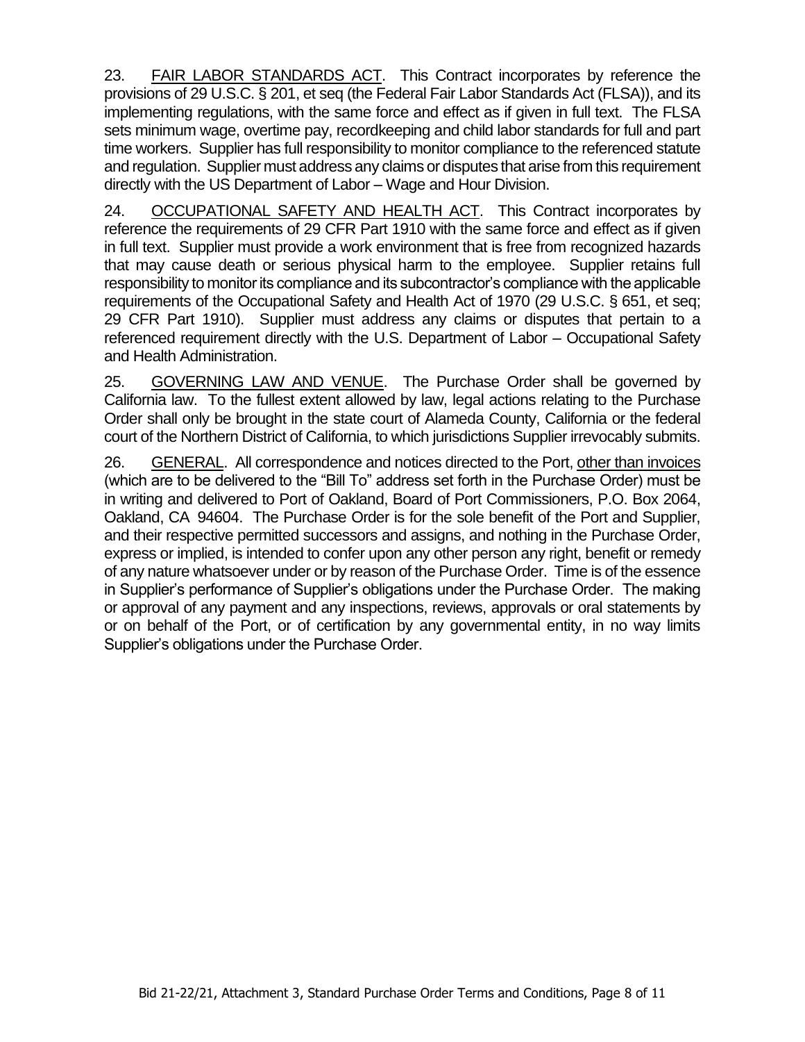23. <u>FAIR LABOR STANDARDS ACT</u>. This Contract incorporates by reference the provisions of 29 U.S.C. § 201, et seq (the Federal Fair Labor Standards Act (FLSA)), and its implementing regulations, with the same force and effect as if given in full text. The FLSA sets minimum wage, overtime pay, recordkeeping and child labor standards for full and part time workers. Supplier has full responsibility to monitor compliance to the referenced statute and regulation. Supplier must address any claims or disputes that arise from this requirement directly with the US Department of Labor – Wage and Hour Division.

24. <u>OCCUPATIONAL SAFETY AND HEALTH ACT</u>. This Contract incorporates by reference the requirements of 29 CFR Part 1910 with the same force and effect as if given in full text. Supplier must provide a work environment that is free from recognized hazards that may cause death or serious physical harm to the employee. Supplier retains full responsibility to monitor its compliance and its subcontractor's compliance with the applicable requirements of the Occupational Safety and Health Act of 1970 (29 U.S.C. § 651, et seq; 29 CFR Part 1910). Supplier must address any claims or disputes that pertain to a referenced requirement directly with the U.S. Department of Labor – Occupational Safety and Health Administration.

25. <u>GOVERNING LAW AND VENUE</u>. The Purchase Order shall be governed by California law. To the fullest extent allowed by law, legal actions relating to the Purchase Order shall only be brought in the state court of Alameda County, California or the federal court of the Northern District of California, to which jurisdictions Supplier irrevocably submits.

26. <u>GENERAL</u>. All correspondence and notices directed to the Port, <u>other than invoices</u> (which are to be delivered to the "Bill To" address set forth in the Purchase Order) must be in writing and delivered to Port of Oakland, Board of Port Commissioners, P.O. Box 2064, Oakland, CA 94604. The Purchase Order is for the sole benefit of the Port and Supplier, and their respective permitted successors and assigns, and nothing in the Purchase Order, express or implied, is intended to confer upon any other person any right, benefit or remedy of any nature whatsoever under or by reason of the Purchase Order. Time is of the essence in Supplier's performance of Supplier's obligations under the Purchase Order. The making or approval of any payment and any inspections, reviews, approvals or oral statements by or on behalf of the Port, or of certification by any governmental entity, in no way limits Supplier's obligations under the Purchase Order.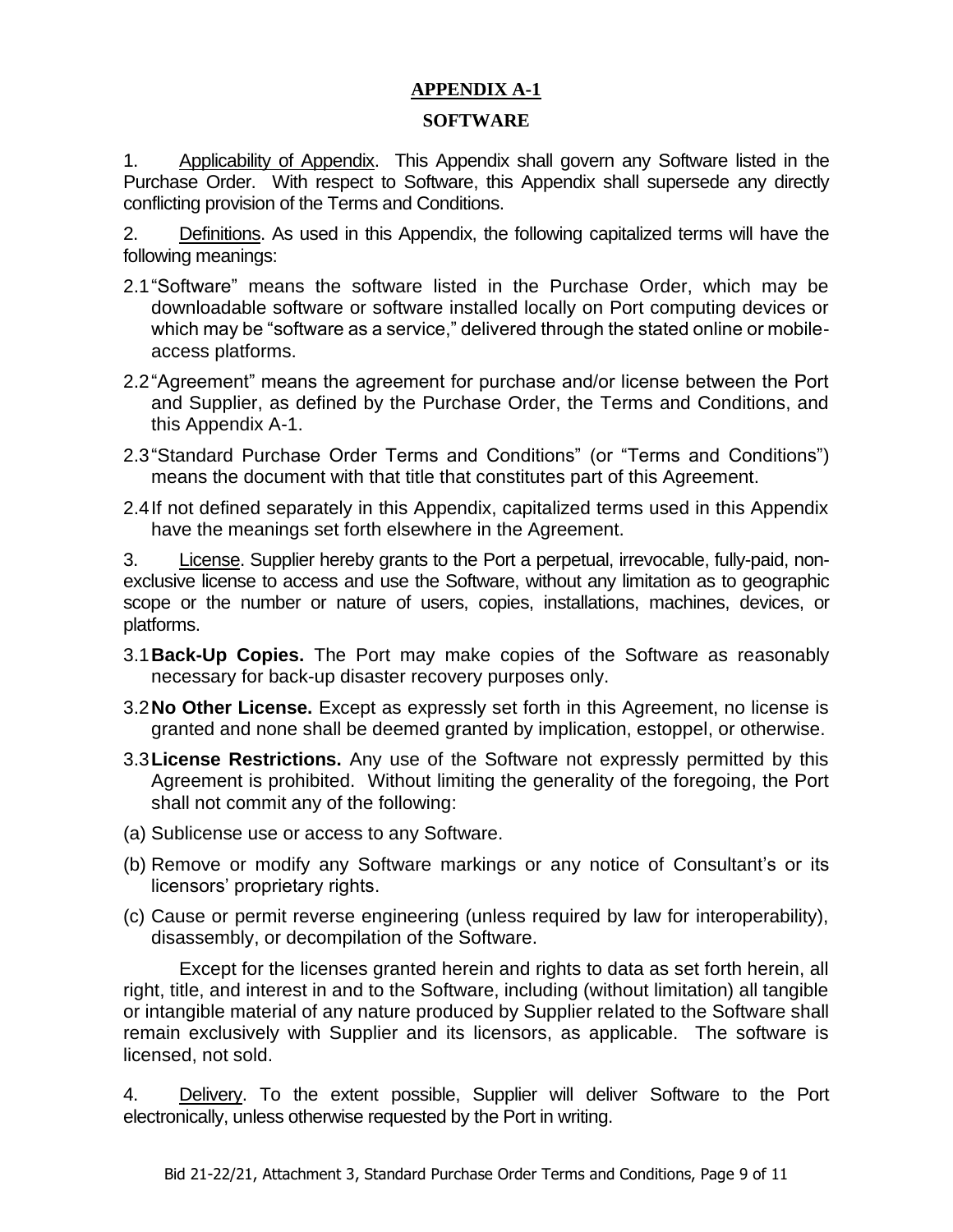## APPENDIX A-1

## SOFTWARE

1. Applicability of Appendix. This Appendix shall govern any Software listed in the Purchase Order. With respect to Software, this Appendix shall supersede any directly conflicting provision of the Terms and Conditions.

2. Definitions. As used in this Appendix, the following capitalized terms will have the following meanings:

2.1 "Software" means the software listed in the Purchase Order, which may be downloadable software or software installed locally on Port computing devices or which may be "software as a service," delivered through the stated online or mobile-access platforms.

2.2 "Agreement" means the agreement for purchase and/or license between the Port and Supplier, as defined by the Purchase Order, the Terms and Conditions, and this Appendix A-1.

2.3 "Standard Purchase Order Terms and Conditions" (or "Terms and Conditions") means the document with that title that constitutes part of this Agreement.

2.4 If not defined separately in this Appendix, capitalized terms used in this Appendix have the meanings set forth elsewhere in the Agreement.

3. License. Supplier hereby grants to the Port a perpetual, irrevocable, fully-paid, non-exclusive license to access and use the Software, without any limitation as to geographic scope or the number or nature of users, copies, installations, machines, devices, or platforms.

3.1 **Back-Up Copies.** The Port may make copies of the Software as reasonably necessary for back-up disaster recovery purposes only.

3.2 **No Other License.** Except as expressly set forth in this Agreement, no license is granted and none shall be deemed granted by implication, estoppel, or otherwise.

3.3 **License Restrictions.** Any use of the Software not expressly permitted by this Agreement is prohibited. Without limiting the generality of the foregoing, the Port shall not commit any of the following:

(a) Sublicense use or access to any Software.

(b) Remove or modify any Software markings or any notice of Consultant's or its licensors' proprietary rights.

(c) Cause or permit reverse engineering (unless required by law for interoperability), disassembly, or decompilation of the Software.

Except for the licenses granted herein and rights to data as set forth herein, all right, title, and interest in and to the Software, including (without limitation) all tangible or intangible material of any nature produced by Supplier related to the Software shall remain exclusively with Supplier and its licensors, as applicable. The software is licensed, not sold.

4. Delivery. To the extent possible, Supplier will deliver Software to the Port electronically, unless otherwise requested by the Port in writing.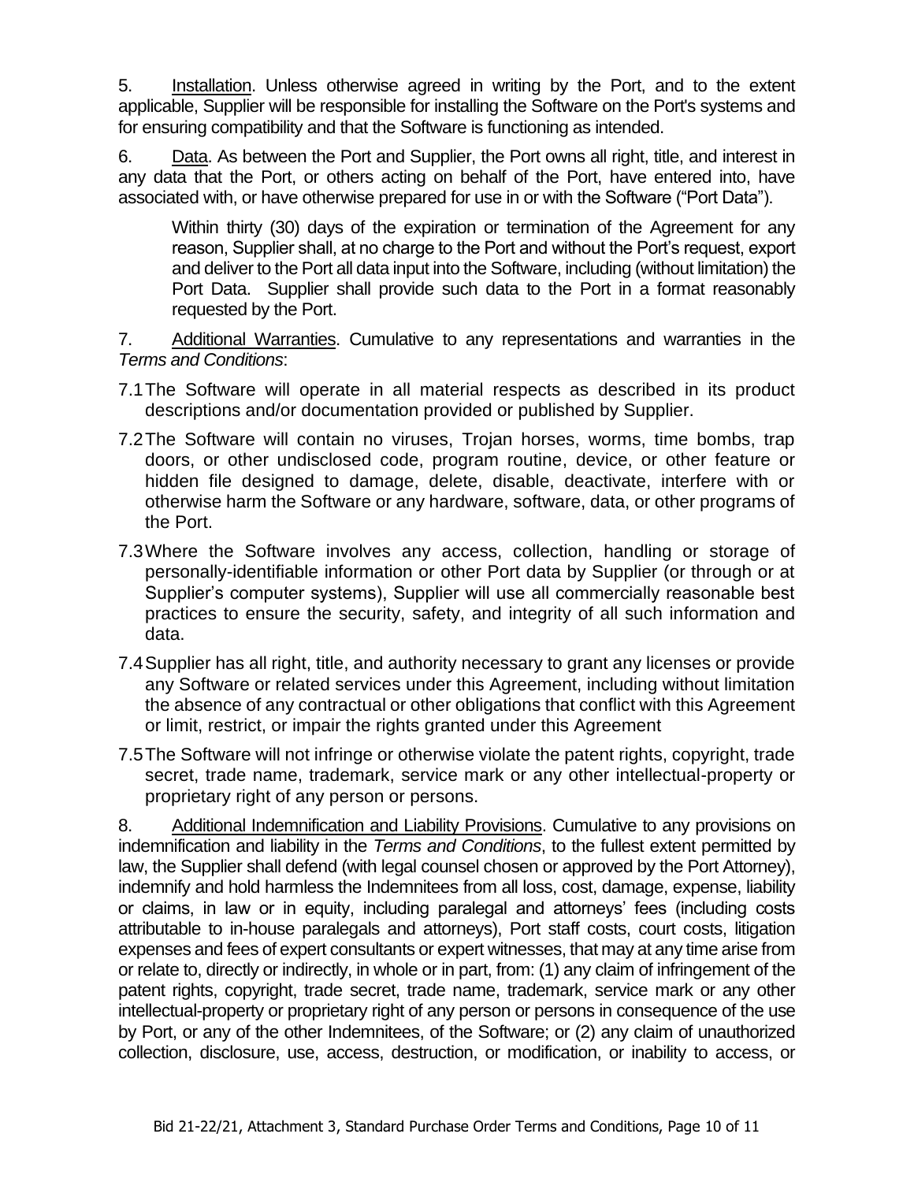5. Installation. Unless otherwise agreed in writing by the Port, and to the extent applicable, Supplier will be responsible for installing the Software on the Port's systems and for ensuring compatibility and that the Software is functioning as intended.

6. Data. As between the Port and Supplier, the Port owns all right, title, and interest in any data that the Port, or others acting on behalf of the Port, have entered into, have associated with, or have otherwise prepared for use in or with the Software ("Port Data").

> Within thirty (30) days of the expiration or termination of the Agreement for any reason, Supplier shall, at no charge to the Port and without the Port's request, export and deliver to the Port all data input into the Software, including (without limitation) the Port Data. Supplier shall provide such data to the Port in a format reasonably requested by the Port.

7. Additional Warranties. Cumulative to any representations and warranties in the *Terms and Conditions*:

7.1 The Software will operate in all material respects as described in its product descriptions and/or documentation provided or published by Supplier.

7.2 The Software will contain no viruses, Trojan horses, worms, time bombs, trap doors, or other undisclosed code, program routine, device, or other feature or hidden file designed to damage, delete, disable, deactivate, interfere with or otherwise harm the Software or any hardware, software, data, or other programs of the Port.

7.3 Where the Software involves any access, collection, handling or storage of personally-identifiable information or other Port data by Supplier (or through or at Supplier's computer systems), Supplier will use all commercially reasonable best practices to ensure the security, safety, and integrity of all such information and data.

7.4 Supplier has all right, title, and authority necessary to grant any licenses or provide any Software or related services under this Agreement, including without limitation the absence of any contractual or other obligations that conflict with this Agreement or limit, restrict, or impair the rights granted under this Agreement

7.5 The Software will not infringe or otherwise violate the patent rights, copyright, trade secret, trade name, trademark, service mark or any other intellectual-property or proprietary right of any person or persons.

8. Additional Indemnification and Liability Provisions. Cumulative to any provisions on indemnification and liability in the *Terms and Conditions*, to the fullest extent permitted by law, the Supplier shall defend (with legal counsel chosen or approved by the Port Attorney), indemnify and hold harmless the Indemnitees from all loss, cost, damage, expense, liability or claims, in law or in equity, including paralegal and attorneys' fees (including costs attributable to in-house paralegals and attorneys), Port staff costs, court costs, litigation expenses and fees of expert consultants or expert witnesses, that may at any time arise from or relate to, directly or indirectly, in whole or in part, from: (1) any claim of infringement of the patent rights, copyright, trade secret, trade name, trademark, service mark or any other intellectual-property or proprietary right of any person or persons in consequence of the use by Port, or any of the other Indemnitees, of the Software; or (2) any claim of unauthorized collection, disclosure, use, access, destruction, or modification, or inability to access, or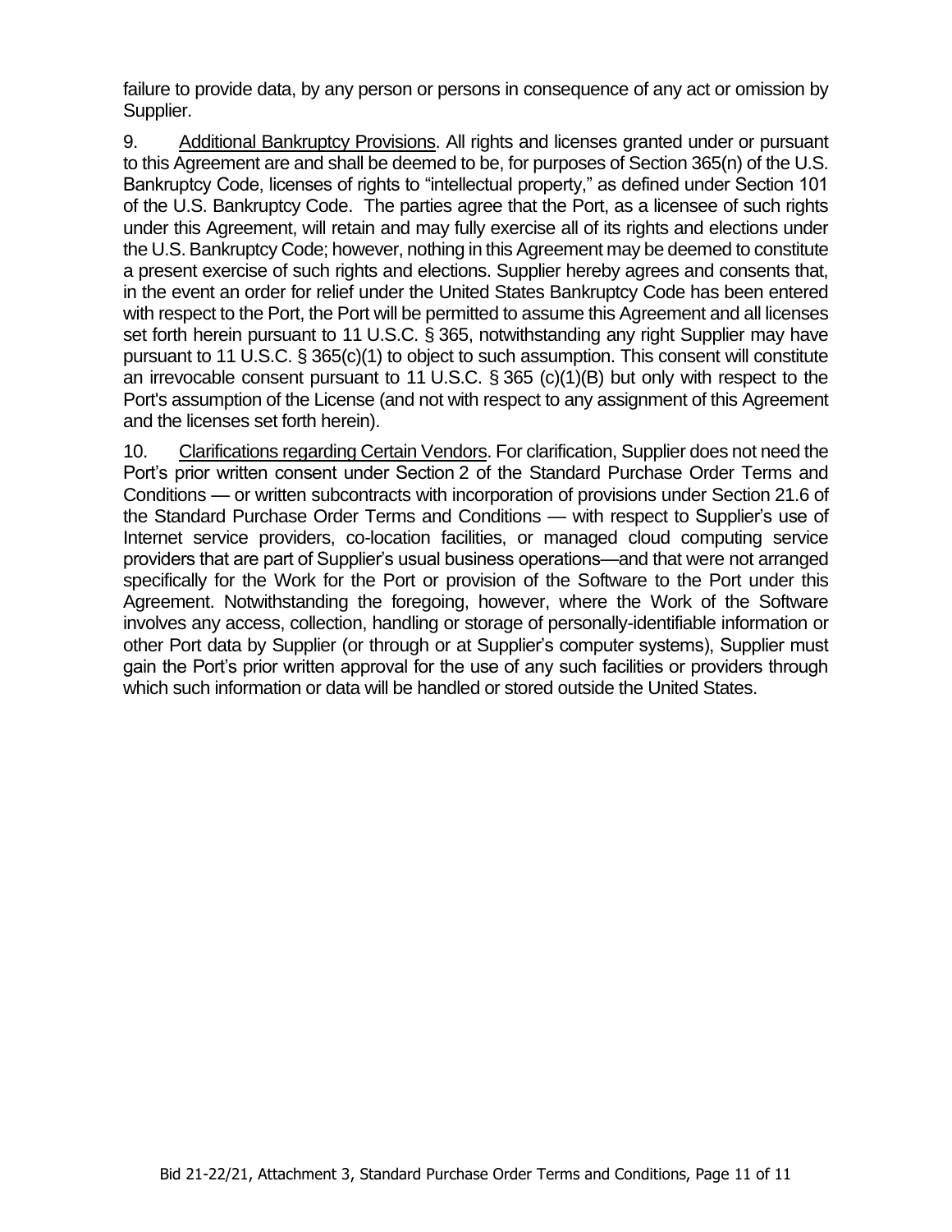failure to provide data, by any person or persons in consequence of any act or omission by Supplier.

9. Additional Bankruptcy Provisions. All rights and licenses granted under or pursuant to this Agreement are and shall be deemed to be, for purposes of Section 365(n) of the U.S. Bankruptcy Code, licenses of rights to "intellectual property," as defined under Section 101 of the U.S. Bankruptcy Code. The parties agree that the Port, as a licensee of such rights under this Agreement, will retain and may fully exercise all of its rights and elections under the U.S. Bankruptcy Code; however, nothing in this Agreement may be deemed to constitute a present exercise of such rights and elections. Supplier hereby agrees and consents that, in the event an order for relief under the United States Bankruptcy Code has been entered with respect to the Port, the Port will be permitted to assume this Agreement and all licenses set forth herein pursuant to 11 U.S.C. § 365, notwithstanding any right Supplier may have pursuant to 11 U.S.C. § 365(c)(1) to object to such assumption. This consent will constitute an irrevocable consent pursuant to 11 U.S.C. § 365 (c)(1)(B) but only with respect to the Port's assumption of the License (and not with respect to any assignment of this Agreement and the licenses set forth herein).

10. Clarifications regarding Certain Vendors. For clarification, Supplier does not need the Port's prior written consent under Section 2 of the Standard Purchase Order Terms and Conditions — or written subcontracts with incorporation of provisions under Section 21.6 of the Standard Purchase Order Terms and Conditions — with respect to Supplier's use of Internet service providers, co-location facilities, or managed cloud computing service providers that are part of Supplier's usual business operations—and that were not arranged specifically for the Work for the Port or provision of the Software to the Port under this Agreement. Notwithstanding the foregoing, however, where the Work of the Software involves any access, collection, handling or storage of personally-identifiable information or other Port data by Supplier (or through or at Supplier's computer systems), Supplier must gain the Port's prior written approval for the use of any such facilities or providers through which such information or data will be handled or stored outside the United States.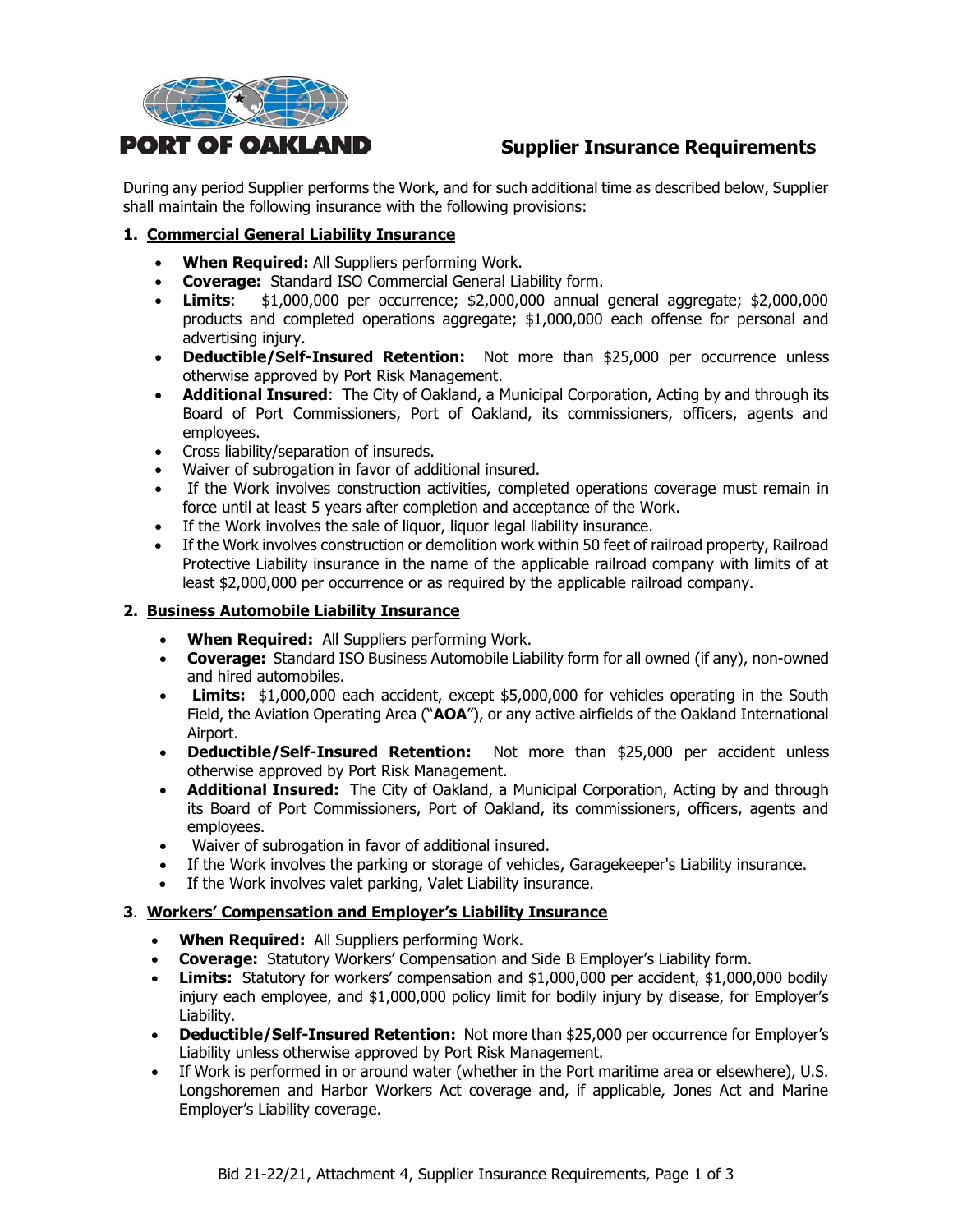# Supplier Insurance Requirements

During any period Supplier performs the Work, and for such additional time as described below, Supplier shall maintain the following insurance with the following provisions:

## 1. Commercial General Liability Insurance

- **When Required:** All Suppliers performing Work.
- **Coverage:** Standard ISO Commercial General Liability form.
- **Limits**: $1,000,000 per occurrence; $2,000,000 annual general aggregate; $2,000,000 products and completed operations aggregate; $1,000,000 each offense for personal and advertising injury.
- **Deductible/Self-Insured Retention:** Not more than $25,000 per occurrence unless otherwise approved by Port Risk Management.
- **Additional Insured**: The City of Oakland, a Municipal Corporation, Acting by and through its Board of Port Commissioners, Port of Oakland, its commissioners, officers, agents and employees.
- Cross liability/separation of insureds.
- Waiver of subrogation in favor of additional insured.
- If the Work involves construction activities, completed operations coverage must remain in force until at least 5 years after completion and acceptance of the Work.
- If the Work involves the sale of liquor, liquor legal liability insurance.
- If the Work involves construction or demolition work within 50 feet of railroad property, Railroad Protective Liability insurance in the name of the applicable railroad company with limits of at least $2,000,000 per occurrence or as required by the applicable railroad company.

## 2. Business Automobile Liability Insurance

- **When Required:** All Suppliers performing Work.
- **Coverage:** Standard ISO Business Automobile Liability form for all owned (if any), non-owned and hired automobiles.
- **Limits:** $1,000,000 each accident, except $5,000,000 for vehicles operating in the South Field, the Aviation Operating Area ("**AOA**"), or any active airfields of the Oakland International Airport.
- **Deductible/Self-Insured Retention:** Not more than $25,000 per accident unless otherwise approved by Port Risk Management.
- **Additional Insured:** The City of Oakland, a Municipal Corporation, Acting by and through its Board of Port Commissioners, Port of Oakland, its commissioners, officers, agents and employees.
- Waiver of subrogation in favor of additional insured.
- If the Work involves the parking or storage of vehicles, Garagekeeper's Liability insurance.
- If the Work involves valet parking, Valet Liability insurance.

## 3. Workers' Compensation and Employer's Liability Insurance

- **When Required:** All Suppliers performing Work.
- **Coverage:** Statutory Workers' Compensation and Side B Employer's Liability form.
- **Limits:** Statutory for workers' compensation and $1,000,000 per accident, $1,000,000 bodily injury each employee, and $1,000,000 policy limit for bodily injury by disease, for Employer's Liability.
- **Deductible/Self-Insured Retention:** Not more than $25,000 per occurrence for Employer's Liability unless otherwise approved by Port Risk Management.
- If Work is performed in or around water (whether in the Port maritime area or elsewhere), U.S. Longshoremen and Harbor Workers Act coverage and, if applicable, Jones Act and Marine Employer's Liability coverage.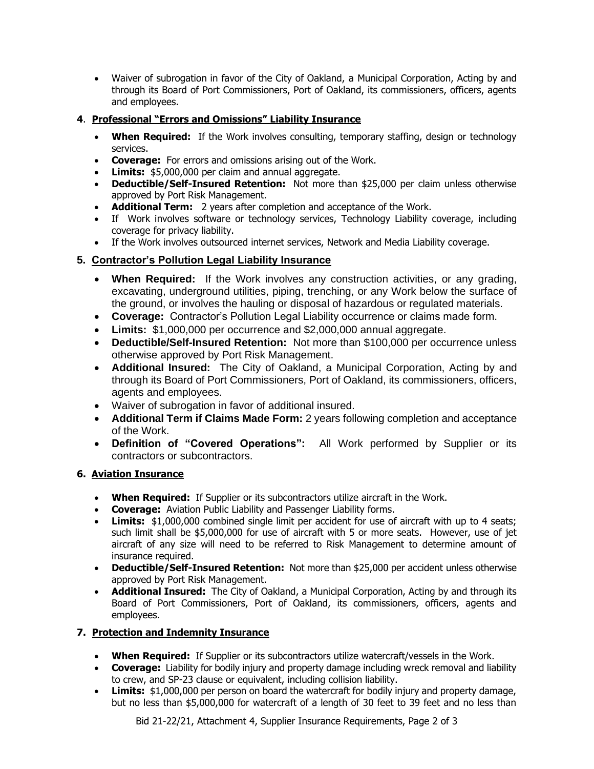- Waiver of subrogation in favor of the City of Oakland, a Municipal Corporation, Acting by and through its Board of Port Commissioners, Port of Oakland, its commissioners, officers, agents and employees.

### 4. Professional "Errors and Omissions" Liability Insurance

- **When Required:** If the Work involves consulting, temporary staffing, design or technology services.
- **Coverage:** For errors and omissions arising out of the Work.
- **Limits:** $5,000,000 per claim and annual aggregate.
- **Deductible/Self-Insured Retention:** Not more than $25,000 per claim unless otherwise approved by Port Risk Management.
- **Additional Term:** 2 years after completion and acceptance of the Work.
- If Work involves software or technology services, Technology Liability coverage, including coverage for privacy liability.
- If the Work involves outsourced internet services, Network and Media Liability coverage.

### 5. Contractor's Pollution Legal Liability Insurance

- **When Required:** If the Work involves any construction activities, or any grading, excavating, underground utilities, piping, trenching, or any Work below the surface of the ground, or involves the hauling or disposal of hazardous or regulated materials.
- **Coverage:** Contractor's Pollution Legal Liability occurrence or claims made form.
- **Limits:** $1,000,000 per occurrence and $2,000,000 annual aggregate.
- **Deductible/Self-Insured Retention:** Not more than $100,000 per occurrence unless otherwise approved by Port Risk Management.
- **Additional Insured:** The City of Oakland, a Municipal Corporation, Acting by and through its Board of Port Commissioners, Port of Oakland, its commissioners, officers, agents and employees.
- Waiver of subrogation in favor of additional insured.
- **Additional Term if Claims Made Form:** 2 years following completion and acceptance of the Work.
- **Definition of "Covered Operations":** All Work performed by Supplier or its contractors or subcontractors.

### 6. Aviation Insurance

- **When Required:** If Supplier or its subcontractors utilize aircraft in the Work.
- **Coverage:** Aviation Public Liability and Passenger Liability forms.
- **Limits:** $1,000,000 combined single limit per accident for use of aircraft with up to 4 seats; such limit shall be $5,000,000 for use of aircraft with 5 or more seats. However, use of jet aircraft of any size will need to be referred to Risk Management to determine amount of insurance required.
- **Deductible/Self-Insured Retention:** Not more than $25,000 per accident unless otherwise approved by Port Risk Management.
- **Additional Insured:** The City of Oakland, a Municipal Corporation, Acting by and through its Board of Port Commissioners, Port of Oakland, its commissioners, officers, agents and employees.

### 7. Protection and Indemnity Insurance

- **When Required:** If Supplier or its subcontractors utilize watercraft/vessels in the Work.
- **Coverage:** Liability for bodily injury and property damage including wreck removal and liability to crew, and SP-23 clause or equivalent, including collision liability.
- **Limits:** $1,000,000 per person on board the watercraft for bodily injury and property damage, but no less than $5,000,000 for watercraft of a length of 30 feet to 39 feet and no less than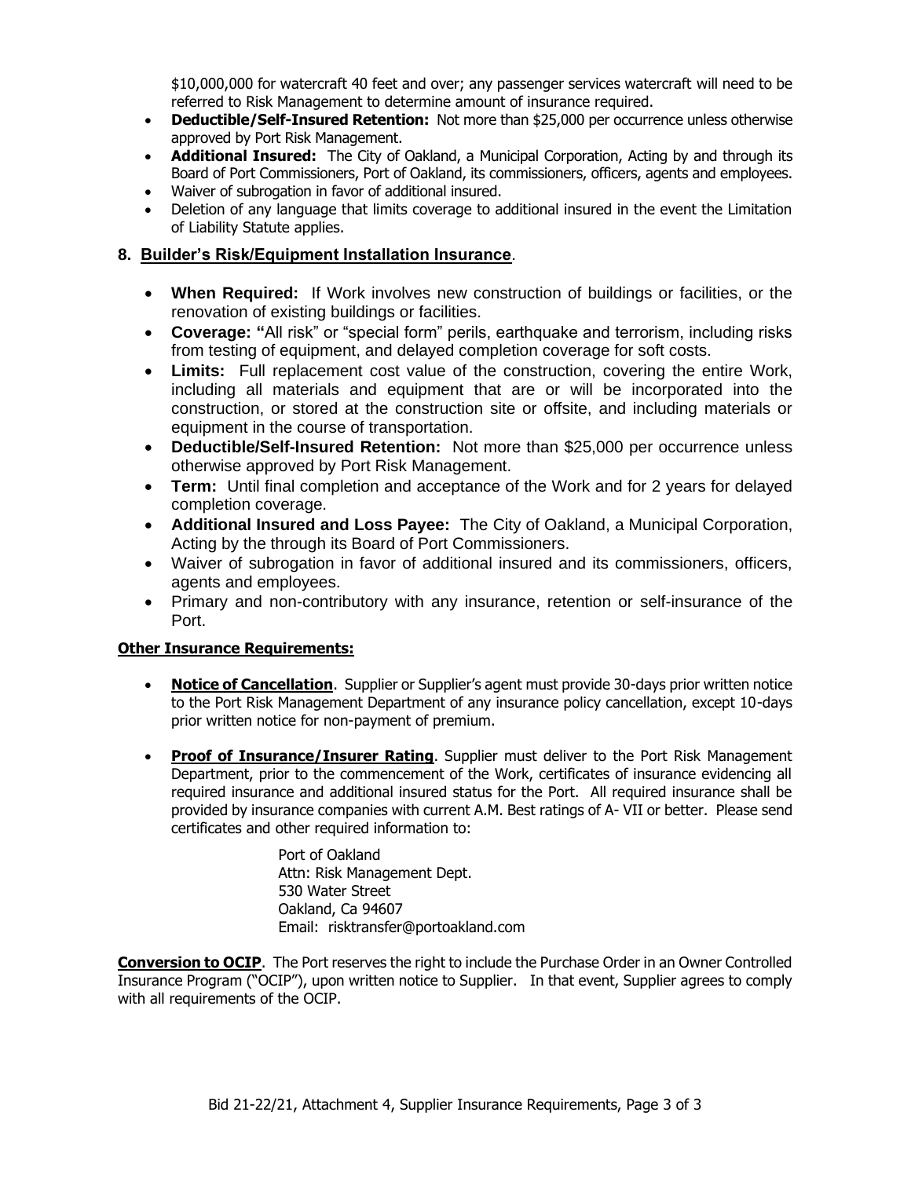$10,000,000 for watercraft 40 feet and over; any passenger services watercraft will need to be referred to Risk Management to determine amount of insurance required.

- **Deductible/Self-Insured Retention:** Not more than $25,000 per occurrence unless otherwise approved by Port Risk Management.
- **Additional Insured:** The City of Oakland, a Municipal Corporation, Acting by and through its Board of Port Commissioners, Port of Oakland, its commissioners, officers, agents and employees.
- Waiver of subrogation in favor of additional insured.
- Deletion of any language that limits coverage to additional insured in the event the Limitation of Liability Statute applies.

## 8. Builder's Risk/Equipment Installation Insurance.

- **When Required:** If Work involves new construction of buildings or facilities, or the renovation of existing buildings or facilities.
- **Coverage:** "All risk" or "special form" perils, earthquake and terrorism, including risks from testing of equipment, and delayed completion coverage for soft costs.
- **Limits:** Full replacement cost value of the construction, covering the entire Work, including all materials and equipment that are or will be incorporated into the construction, or stored at the construction site or offsite, and including materials or equipment in the course of transportation.
- **Deductible/Self-Insured Retention:** Not more than $25,000 per occurrence unless otherwise approved by Port Risk Management.
- **Term:** Until final completion and acceptance of the Work and for 2 years for delayed completion coverage.
- **Additional Insured and Loss Payee:** The City of Oakland, a Municipal Corporation, Acting by the through its Board of Port Commissioners.
- Waiver of subrogation in favor of additional insured and its commissioners, officers, agents and employees.
- Primary and non-contributory with any insurance, retention or self-insurance of the Port.

**Other Insurance Requirements:**

- **Notice of Cancellation**. Supplier or Supplier's agent must provide 30-days prior written notice to the Port Risk Management Department of any insurance policy cancellation, except 10-days prior written notice for non-payment of premium.

- **Proof of Insurance/Insurer Rating**. Supplier must deliver to the Port Risk Management Department, prior to the commencement of the Work, certificates of insurance evidencing all required insurance and additional insured status for the Port. All required insurance shall be provided by insurance companies with current A.M. Best ratings of A- VII or better. Please send certificates and other required information to:

  Port of Oakland
  Attn: Risk Management Dept.
  530 Water Street
  Oakland, Ca 94607
  Email: risktransfer@portoakland.com

**Conversion to OCIP**. The Port reserves the right to include the Purchase Order in an Owner Controlled Insurance Program ("OCIP"), upon written notice to Supplier. In that event, Supplier agrees to comply with all requirements of the OCIP.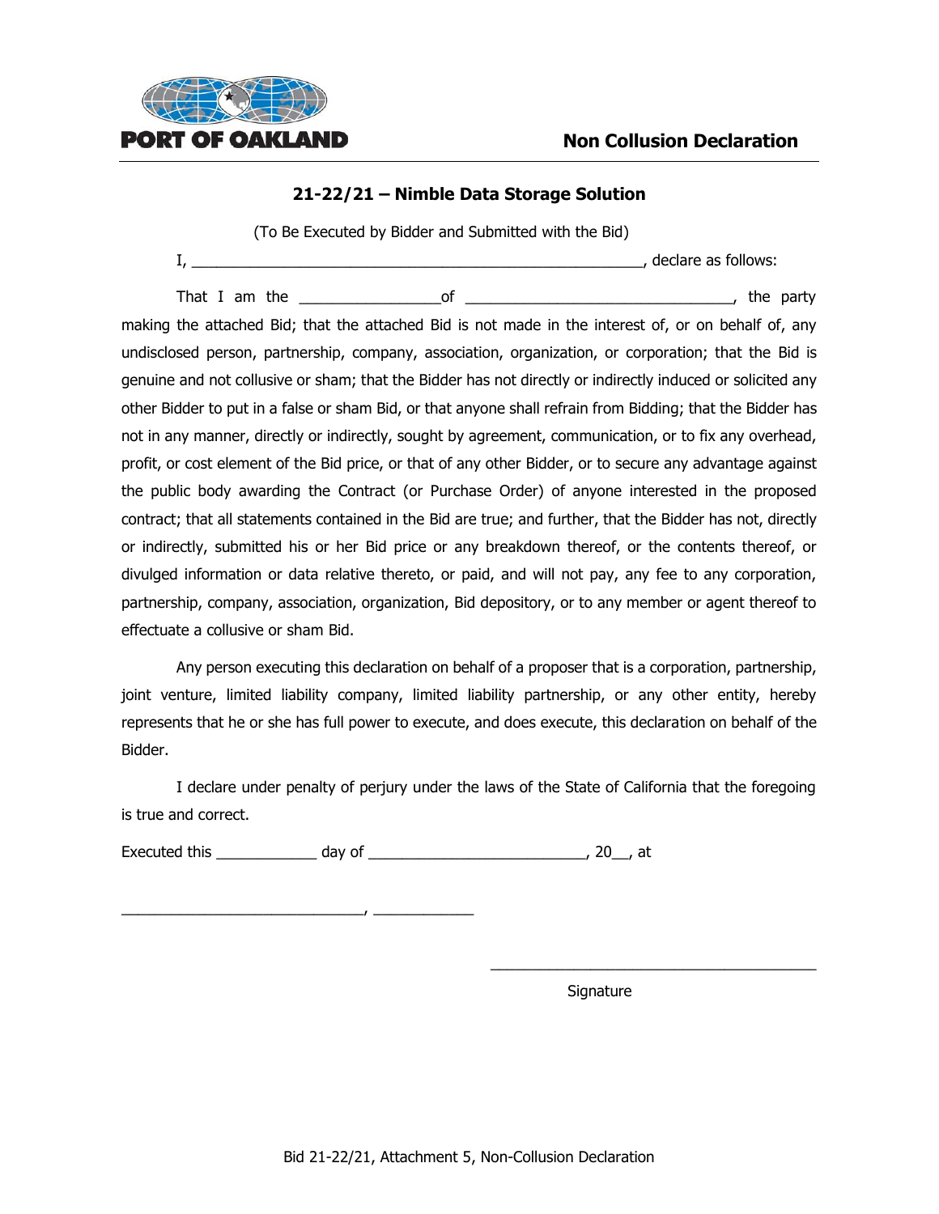PORT OF OAKLAND

# Non Collusion Declaration

## 21-22/21 – Nimble Data Storage Solution

(To Be Executed by Bidder and Submitted with the Bid)

I, ________________________________________________________, declare as follows:

That I am the _________________of ________________________________, the party making the attached Bid; that the attached Bid is not made in the interest of, or on behalf of, any undisclosed person, partnership, company, association, organization, or corporation; that the Bid is genuine and not collusive or sham; that the Bidder has not directly or indirectly induced or solicited any other Bidder to put in a false or sham Bid, or that anyone shall refrain from Bidding; that the Bidder has not in any manner, directly or indirectly, sought by agreement, communication, or to fix any overhead, profit, or cost element of the Bid price, or that of any other Bidder, or to secure any advantage against the public body awarding the Contract (or Purchase Order) of anyone interested in the proposed contract; that all statements contained in the Bid are true; and further, that the Bidder has not, directly or indirectly, submitted his or her Bid price or any breakdown thereof, or the contents thereof, or divulged information or data relative thereto, or paid, and will not pay, any fee to any corporation, partnership, company, association, organization, Bid depository, or to any member or agent thereof to effectuate a collusive or sham Bid.

Any person executing this declaration on behalf of a proposer that is a corporation, partnership, joint venture, limited liability company, limited liability partnership, or any other entity, hereby represents that he or she has full power to execute, and does execute, this declaration on behalf of the Bidder.

I declare under penalty of perjury under the laws of the State of California that the foregoing is true and correct.

Executed this ____________ day of __________________________, 20__, at

______________________________, ____________

_________________________________________
Signature

Bid 21-22/21, Attachment 5, Non-Collusion Declaration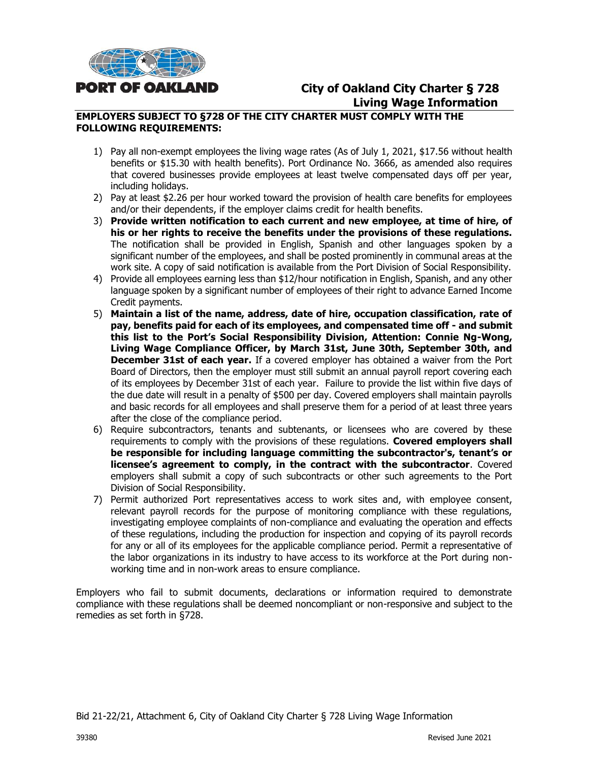**PORT OF OAKLAND**

# City of Oakland City Charter § 728 Living Wage Information

**EMPLOYERS SUBJECT TO §728 OF THE CITY CHARTER MUST COMPLY WITH THE FOLLOWING REQUIREMENTS:**

1) Pay all non-exempt employees the living wage rates (As of July 1, 2021, $17.56 without health benefits or $15.30 with health benefits). Port Ordinance No. 3666, as amended also requires that covered businesses provide employees at least twelve compensated days off per year, including holidays.
2) Pay at least $2.26 per hour worked toward the provision of health care benefits for employees and/or their dependents, if the employer claims credit for health benefits.
3) **Provide written notification to each current and new employee, at time of hire, of his or her rights to receive the benefits under the provisions of these regulations.** The notification shall be provided in English, Spanish and other languages spoken by a significant number of the employees, and shall be posted prominently in communal areas at the work site. A copy of said notification is available from the Port Division of Social Responsibility.
4) Provide all employees earning less than $12/hour notification in English, Spanish, and any other language spoken by a significant number of employees of their right to advance Earned Income Credit payments.
5) **Maintain a list of the name, address, date of hire, occupation classification, rate of pay, benefits paid for each of its employees, and compensated time off - and submit this list to the Port's Social Responsibility Division, Attention: Connie Ng-Wong, Living Wage Compliance Officer, by March 31st, June 30th, September 30th, and December 31st of each year.** If a covered employer has obtained a waiver from the Port Board of Directors, then the employer must still submit an annual payroll report covering each of its employees by December 31st of each year. Failure to provide the list within five days of the due date will result in a penalty of $500 per day. Covered employers shall maintain payrolls and basic records for all employees and shall preserve them for a period of at least three years after the close of the compliance period.
6) Require subcontractors, tenants and subtenants, or licensees who are covered by these requirements to comply with the provisions of these regulations. **Covered employers shall be responsible for including language committing the subcontractor's, tenant's or licensee's agreement to comply, in the contract with the subcontractor**. Covered employers shall submit a copy of such subcontracts or other such agreements to the Port Division of Social Responsibility.
7) Permit authorized Port representatives access to work sites and, with employee consent, relevant payroll records for the purpose of monitoring compliance with these regulations, investigating employee complaints of non-compliance and evaluating the operation and effects of these regulations, including the production for inspection and copying of its payroll records for any or all of its employees for the applicable compliance period. Permit a representative of the labor organizations in its industry to have access to its workforce at the Port during non-working time and in non-work areas to ensure compliance.

Employers who fail to submit documents, declarations or information required to demonstrate compliance with these regulations shall be deemed noncompliant or non-responsive and subject to the remedies as set forth in §728.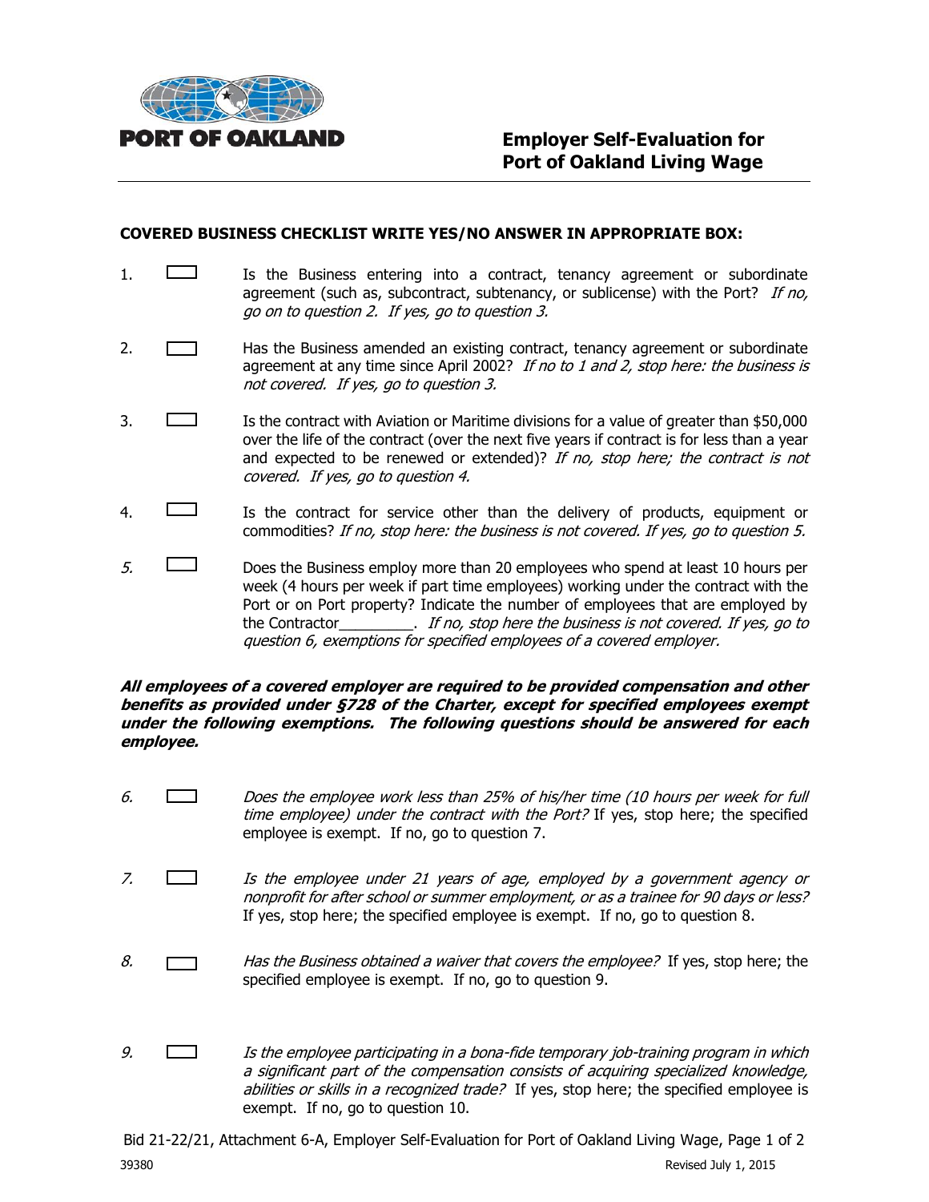**PORT OF OAKLAND**

# Employer Self-Evaluation for Port of Oakland Living Wage

**COVERED BUSINESS CHECKLIST WRITE YES/NO ANSWER IN APPROPRIATE BOX:**

1. ☐ Is the Business entering into a contract, tenancy agreement or subordinate agreement (such as, subcontract, subtenancy, or sublicense) with the Port? *If no, go on to question 2. If yes, go to question 3.*

2. ☐ Has the Business amended an existing contract, tenancy agreement or subordinate agreement at any time since April 2002? *If no to 1 and 2, stop here: the business is not covered. If yes, go to question 3.*

3. ☐ Is the contract with Aviation or Maritime divisions for a value of greater than $50,000 over the life of the contract (over the next five years if contract is for less than a year and expected to be renewed or extended)? *If no, stop here; the contract is not covered. If yes, go to question 4.*

4. ☐ Is the contract for service other than the delivery of products, equipment or commodities? *If no, stop here: the business is not covered. If yes, go to question 5.*

5. ☐ Does the Business employ more than 20 employees who spend at least 10 hours per week (4 hours per week if part time employees) working under the contract with the Port or on Port property? Indicate the number of employees that are employed by the Contractor_________. *If no, stop here the business is not covered. If yes, go to question 6, exemptions for specified employees of a covered employer.*

***All employees of a covered employer are required to be provided compensation and other benefits as provided under §728 of the Charter, except for specified employees exempt under the following exemptions. The following questions should be answered for each employee.***

6. ☐ *Does the employee work less than 25% of his/her time (10 hours per week for full time employee) under the contract with the Port?* If yes, stop here; the specified employee is exempt. If no, go to question 7.

7. ☐ *Is the employee under 21 years of age, employed by a government agency or nonprofit for after school or summer employment, or as a trainee for 90 days or less?* If yes, stop here; the specified employee is exempt. If no, go to question 8.

8. ☐ *Has the Business obtained a waiver that covers the employee?* If yes, stop here; the specified employee is exempt. If no, go to question 9.

9. ☐ *Is the employee participating in a bona-fide temporary job-training program in which a significant part of the compensation consists of acquiring specialized knowledge, abilities or skills in a recognized trade?* If yes, stop here; the specified employee is exempt. If no, go to question 10.

Bid 21-22/21, Attachment 6-A, Employer Self-Evaluation for Port of Oakland Living Wage, Page 1 of 2

39380 Revised July 1, 2015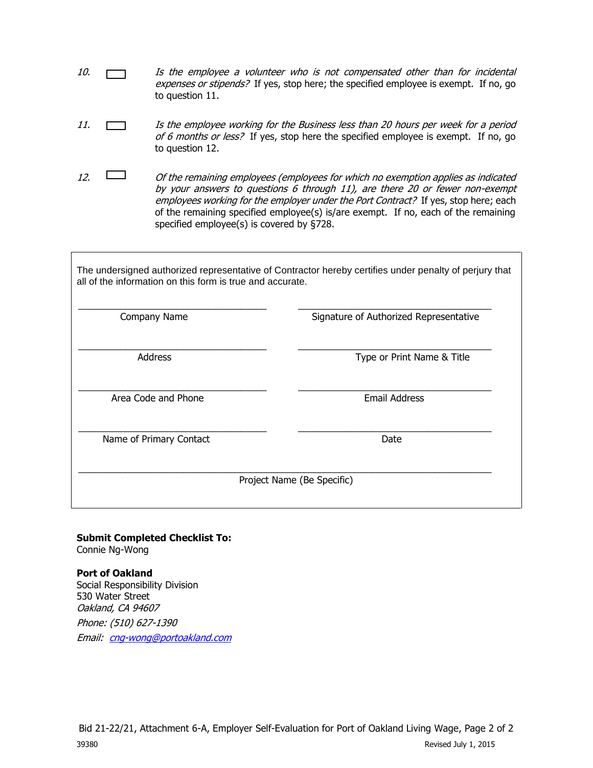10. ☐ *Is the employee a volunteer who is not compensated other than for incidental expenses or stipends?* If yes, stop here; the specified employee is exempt. If no, go to question 11.

11. ☐ *Is the employee working for the Business less than 20 hours per week for a period of 6 months or less?* If yes, stop here the specified employee is exempt. If no, go to question 12.

12. ☐ *Of the remaining employees (employees for which no exemption applies as indicated by your answers to questions 6 through 11), are there 20 or fewer non-exempt employees working for the employer under the Port Contract?* If yes, stop here; each of the remaining specified employee(s) is/are exempt. If no, each of the remaining specified employee(s) is covered by §728.

The undersigned authorized representative of Contractor hereby certifies under penalty of perjury that all of the information on this form is true and accurate.

| | |
|---|---|
| ______________________ Company Name | ______________________ Signature of Authorized Representative |
| ______________________ Address | ______________________ Type or Print Name & Title |
| ______________________ Area Code and Phone | ______________________ Email Address |
| ______________________ Name of Primary Contact | ______________________ Date |

______________________________________________
Project Name (Be Specific)

**Submit Completed Checklist To:**
Connie Ng-Wong

**Port of Oakland**
Social Responsibility Division
530 Water Street
*Oakland, CA 94607*
*Phone: (510) 627-1390*
*Email: [cng-wong@portoakland.com](mailto:cng-wong@portoakland.com)*

Bid 21-22/21, Attachment 6-A, Employer Self-Evaluation for Port of Oakland Living Wage

39380 Revised July 1, 2015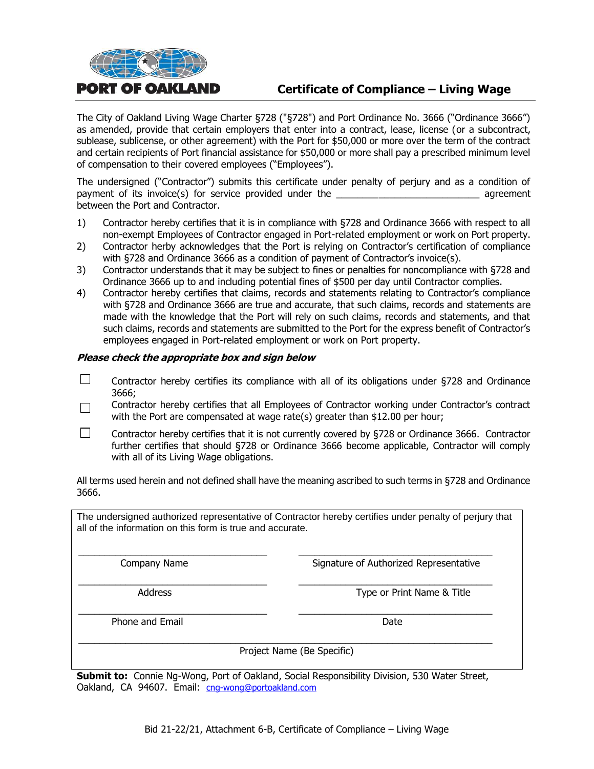**PORT OF OAKLAND**

# Certificate of Compliance – Living Wage

The City of Oakland Living Wage Charter §728 ("§728") and Port Ordinance No. 3666 ("Ordinance 3666") as amended, provide that certain employers that enter into a contract, lease, license (or a subcontract, sublease, sublicense, or other agreement) with the Port for $50,000 or more over the term of the contract and certain recipients of Port financial assistance for $50,000 or more shall pay a prescribed minimum level of compensation to their covered employees ("Employees").

The undersigned ("Contractor") submits this certificate under penalty of perjury and as a condition of payment of its invoice(s) for service provided under the ___________________________ agreement between the Port and Contractor.

1) Contractor hereby certifies that it is in compliance with §728 and Ordinance 3666 with respect to all non-exempt Employees of Contractor engaged in Port-related employment or work on Port property.
2) Contractor herby acknowledges that the Port is relying on Contractor's certification of compliance with §728 and Ordinance 3666 as a condition of payment of Contractor's invoice(s).
3) Contractor understands that it may be subject to fines or penalties for noncompliance with §728 and Ordinance 3666 up to and including potential fines of $500 per day until Contractor complies.
4) Contractor hereby certifies that claims, records and statements relating to Contractor's compliance with §728 and Ordinance 3666 are true and accurate, that such claims, records and statements are made with the knowledge that the Port will rely on such claims, records and statements, and that such claims, records and statements are submitted to the Port for the express benefit of Contractor's employees engaged in Port-related employment or work on Port property.

***Please check the appropriate box and sign below***

☐ Contractor hereby certifies its compliance with all of its obligations under §728 and Ordinance 3666;

☐ Contractor hereby certifies that all Employees of Contractor working under Contractor's contract with the Port are compensated at wage rate(s) greater than $12.00 per hour;

☐ Contractor hereby certifies that it is not currently covered by §728 or Ordinance 3666. Contractor further certifies that should §728 or Ordinance 3666 become applicable, Contractor will comply with all of its Living Wage obligations.

All terms used herein and not defined shall have the meaning ascribed to such terms in §728 and Ordinance 3666.

The undersigned authorized representative of Contractor hereby certifies under penalty of perjury that all of the information on this form is true and accurate.

| | |
|---|---|
| ___________________________ | ___________________________ |
| Company Name | Signature of Authorized Representative |
| ___________________________ | ___________________________ |
| Address | Type or Print Name & Title |
| ___________________________ | ___________________________ |
| Phone and Email | Date |

___________________________________________________________

Project Name (Be Specific)

**Submit to:** Connie Ng-Wong, Port of Oakland, Social Responsibility Division, 530 Water Street, Oakland, CA 94607. Email: cng-wong@portoakland.com

Bid 21-22/21, Attachment 6-B, Certificate of Compliance – Living Wage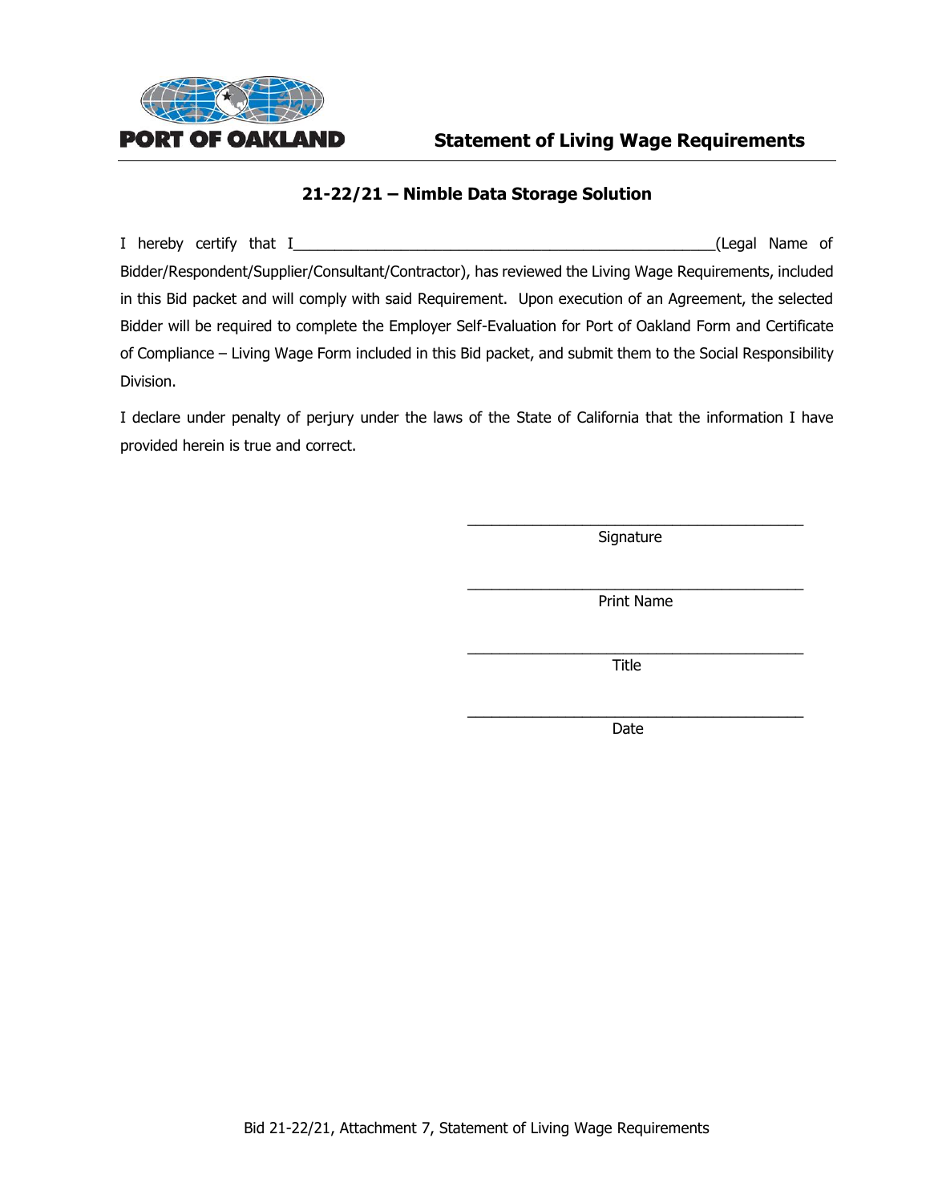PORT OF OAKLAND

# Statement of Living Wage Requirements

## 21-22/21 – Nimble Data Storage Solution

I hereby certify that I\_\_\_\_\_\_\_\_\_\_\_\_\_\_\_\_\_\_\_\_\_\_\_\_\_\_\_\_\_\_\_\_\_\_\_\_\_\_\_\_\_\_\_\_\_\_\_\_\_\_(Legal Name of Bidder/Respondent/Supplier/Consultant/Contractor), has reviewed the Living Wage Requirements, included in this Bid packet and will comply with said Requirement. Upon execution of an Agreement, the selected Bidder will be required to complete the Employer Self-Evaluation for Port of Oakland Form and Certificate of Compliance – Living Wage Form included in this Bid packet, and submit them to the Social Responsibility Division.

I declare under penalty of perjury under the laws of the State of California that the information I have provided herein is true and correct.

\_\_\_\_\_\_\_\_\_\_\_\_\_\_\_\_\_\_\_\_\_\_\_\_\_\_\_\_\_\_\_\_\_\_\_\_\_\_\_\_
Signature

\_\_\_\_\_\_\_\_\_\_\_\_\_\_\_\_\_\_\_\_\_\_\_\_\_\_\_\_\_\_\_\_\_\_\_\_\_\_\_\_
Print Name

\_\_\_\_\_\_\_\_\_\_\_\_\_\_\_\_\_\_\_\_\_\_\_\_\_\_\_\_\_\_\_\_\_\_\_\_\_\_\_\_
Title

\_\_\_\_\_\_\_\_\_\_\_\_\_\_\_\_\_\_\_\_\_\_\_\_\_\_\_\_\_\_\_\_\_\_\_\_\_\_\_\_
Date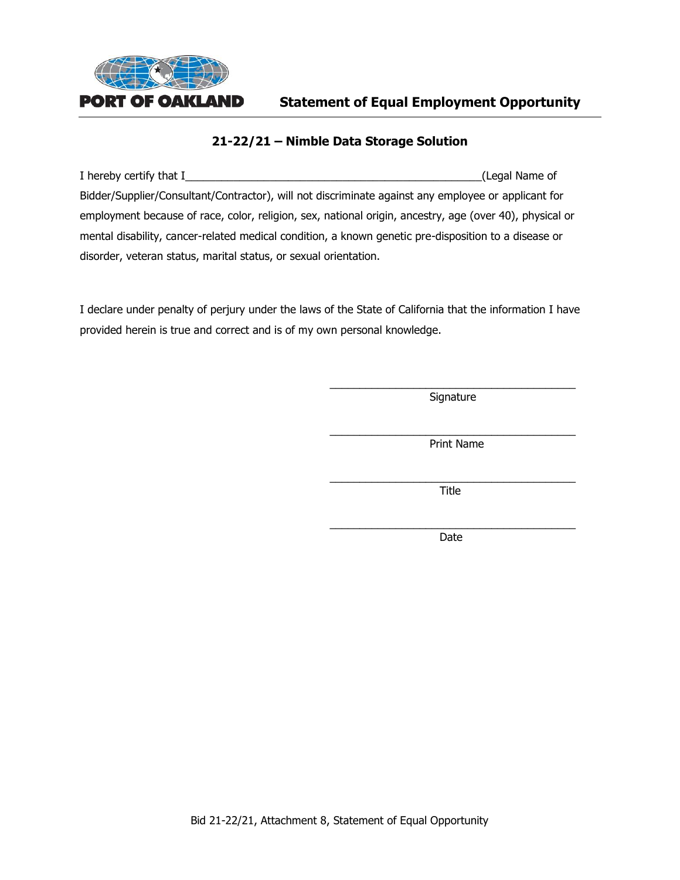PORT OF OAKLAND

# Statement of Equal Employment Opportunity

## 21-22/21 – Nimble Data Storage Solution

I hereby certify that I__________________________________________________(Legal Name of Bidder/Supplier/Consultant/Contractor), will not discriminate against any employee or applicant for employment because of race, color, religion, sex, national origin, ancestry, age (over 40), physical or mental disability, cancer-related medical condition, a known genetic pre-disposition to a disease or disorder, veteran status, marital status, or sexual orientation.

I declare under penalty of perjury under the laws of the State of California that the information I have provided herein is true and correct and is of my own personal knowledge.

__________________________________________
Signature

__________________________________________
Print Name

__________________________________________
Title

__________________________________________
Date

Bid 21-22/21, Attachment 8, Statement of Equal Opportunity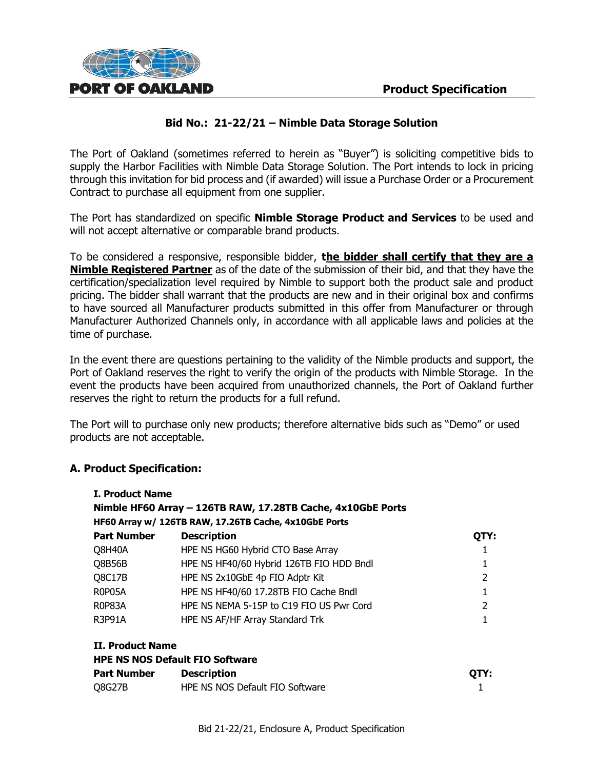# Product Specification

## Bid No.: 21-22/21 – Nimble Data Storage Solution

The Port of Oakland (sometimes referred to herein as "Buyer") is soliciting competitive bids to supply the Harbor Facilities with Nimble Data Storage Solution. The Port intends to lock in pricing through this invitation for bid process and (if awarded) will issue a Purchase Order or a Procurement Contract to purchase all equipment from one supplier.

The Port has standardized on specific **Nimble Storage Product and Services** to be used and will not accept alternative or comparable brand products.

To be considered a responsive, responsible bidder, **the bidder shall certify that they are a Nimble Registered Partner** as of the date of the submission of their bid, and that they have the certification/specialization level required by Nimble to support both the product sale and product pricing. The bidder shall warrant that the products are new and in their original box and confirms to have sourced all Manufacturer products submitted in this offer from Manufacturer or through Manufacturer Authorized Channels only, in accordance with all applicable laws and policies at the time of purchase.

In the event there are questions pertaining to the validity of the Nimble products and support, the Port of Oakland reserves the right to verify the origin of the products with Nimble Storage. In the event the products have been acquired from unauthorized channels, the Port of Oakland further reserves the right to return the products for a full refund.

The Port will to purchase only new products; therefore alternative bids such as "Demo" or used products are not acceptable.

### A. Product Specification:

**I. Product Name**
**Nimble HF60 Array – 126TB RAW, 17.28TB Cache, 4x10GbE Ports**
**HF60 Array w/ 126TB RAW, 17.26TB Cache, 4x10GbE Ports**

| Part Number | Description | QTY: |
|---|---|---|
| Q8H40A | HPE NS HG60 Hybrid CTO Base Array | 1 |
| Q8B56B | HPE NS HF40/60 Hybrid 126TB FIO HDD Bndl | 1 |
| Q8C17B | HPE NS 2x10GbE 4p FIO Adptr Kit | 2 |
| R0P05A | HPE NS HF40/60 17.28TB FIO Cache Bndl | 1 |
| R0P83A | HPE NS NEMA 5-15P to C19 FIO US Pwr Cord | 2 |
| R3P91A | HPE NS AF/HF Array Standard Trk | 1 |

**II. Product Name**
**HPE NS NOS Default FIO Software**

| Part Number | Description | QTY: |
|---|---|---|
| Q8G27B | HPE NS NOS Default FIO Software | 1 |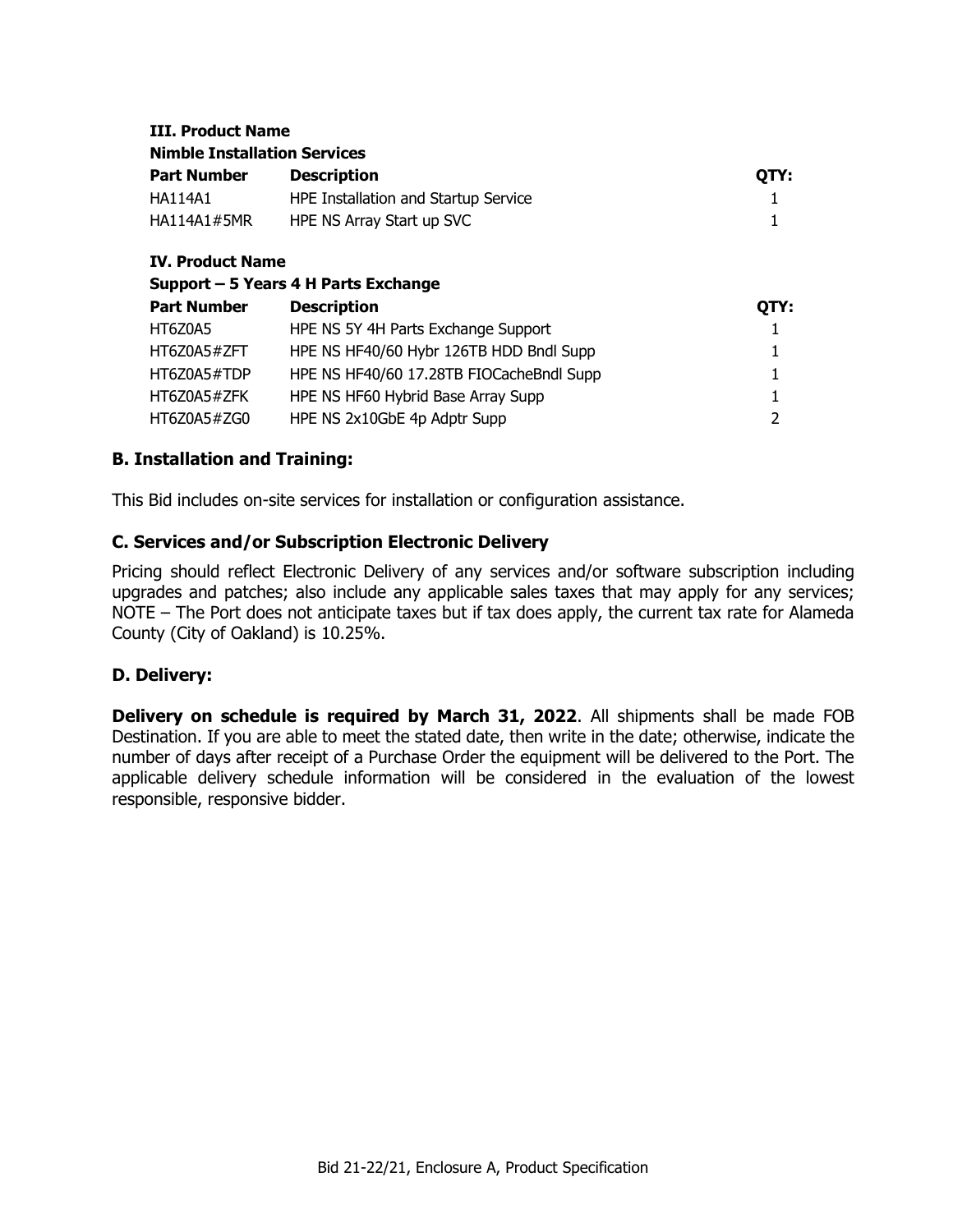**III. Product Name**

**Nimble Installation Services**

| Part Number | Description | QTY: |
|---|---|---|
| HA114A1 | HPE Installation and Startup Service | 1 |
| HA114A1#5MR | HPE NS Array Start up SVC | 1 |

**IV. Product Name**

**Support – 5 Years 4 H Parts Exchange**

| Part Number | Description | QTY: |
|---|---|---|
| HT6Z0A5 | HPE NS 5Y 4H Parts Exchange Support | 1 |
| HT6Z0A5#ZFT | HPE NS HF40/60 Hybr 126TB HDD Bndl Supp | 1 |
| HT6Z0A5#TDP | HPE NS HF40/60 17.28TB FIOCacheBndl Supp | 1 |
| HT6Z0A5#ZFK | HPE NS HF60 Hybrid Base Array Supp | 1 |
| HT6Z0A5#ZG0 | HPE NS 2x10GbE 4p Adptr Supp | 2 |

### B. Installation and Training:

This Bid includes on-site services for installation or configuration assistance.

### C. Services and/or Subscription Electronic Delivery

Pricing should reflect Electronic Delivery of any services and/or software subscription including upgrades and patches; also include any applicable sales taxes that may apply for any services; NOTE – The Port does not anticipate taxes but if tax does apply, the current tax rate for Alameda County (City of Oakland) is 10.25%.

### D. Delivery:

**Delivery on schedule is required by March 31, 2022**. All shipments shall be made FOB Destination. If you are able to meet the stated date, then write in the date; otherwise, indicate the number of days after receipt of a Purchase Order the equipment will be delivered to the Port. The applicable delivery schedule information will be considered in the evaluation of the lowest responsible, responsive bidder.